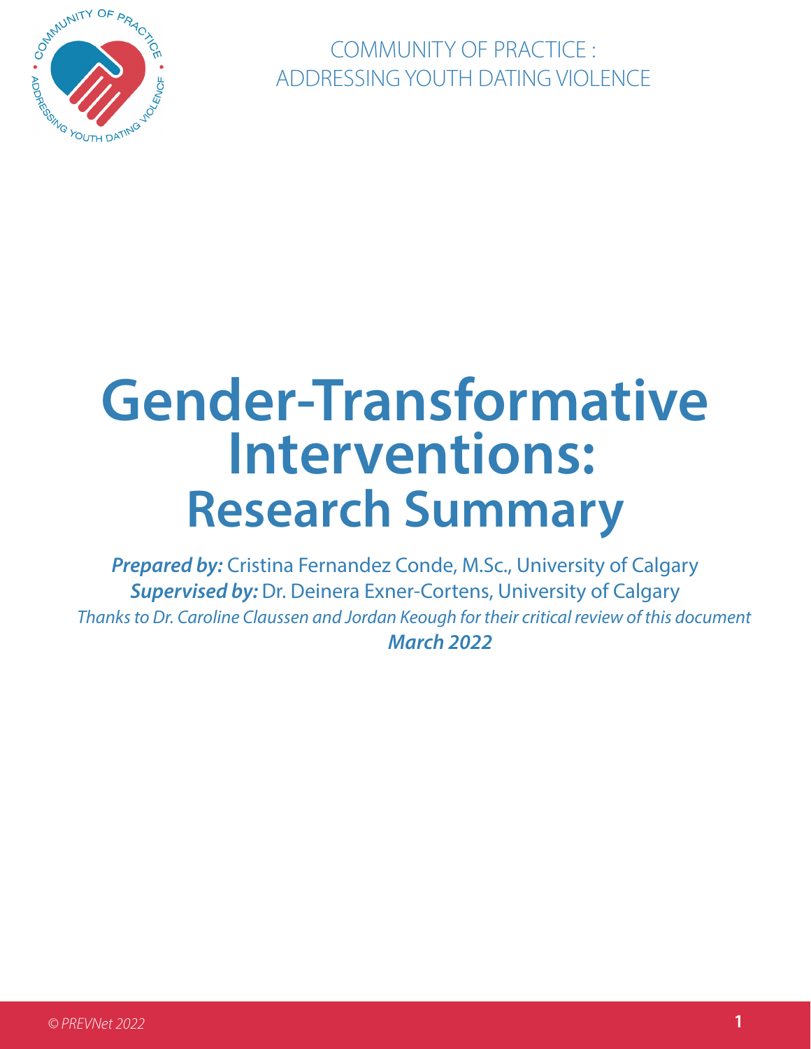COMMUNITY OF PRACTICE : ADDRESSING YOUTH DATING VIOLENCE

# Gender-Transformative Interventions: Research Summary

***Prepared by:*** Cristina Fernandez Conde, M.Sc., University of Calgary
***Supervised by:*** Dr. Deinera Exner-Cortens, University of Calgary
*Thanks to Dr. Caroline Claussen and Jordan Keough for their critical review of this document*
***March 2022***

*© PREVNet 2022*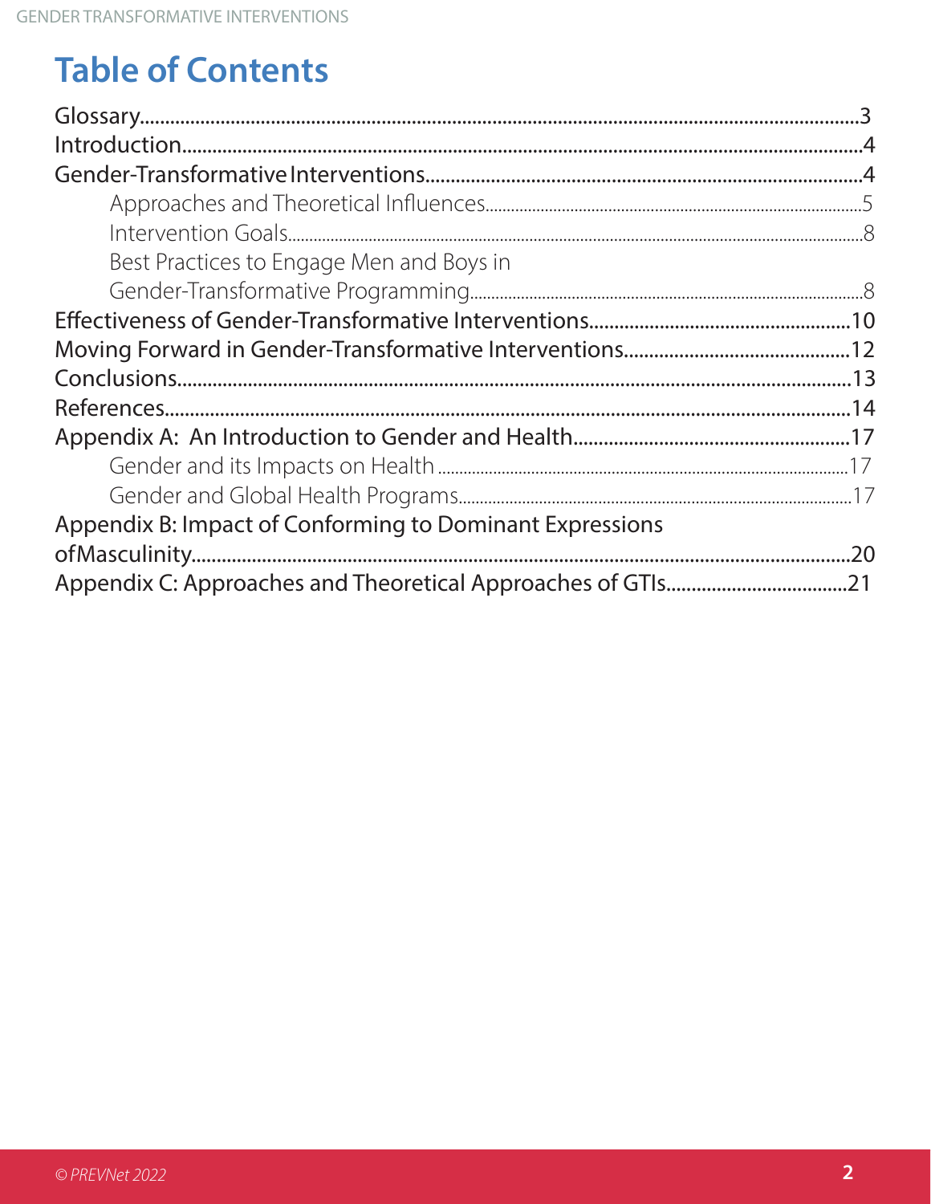# Table of Contents

- Glossary....3
- Introduction....4
- Gender-Transformative Interventions....4
  - Approaches and Theoretical Influences....5
  - Intervention Goals....8
  - Best Practices to Engage Men and Boys in Gender-Transformative Programming....8
- Effectiveness of Gender-Transformative Interventions....10
- Moving Forward in Gender-Transformative Interventions....12
- Conclusions....13
- References....14
- Appendix A: An Introduction to Gender and Health....17
  - Gender and its Impacts on Health....17
  - Gender and Global Health Programs....17
- Appendix B: Impact of Conforming to Dominant Expressions ofMasculinity....20
- Appendix C: Approaches and Theoretical Approaches of GTIs....21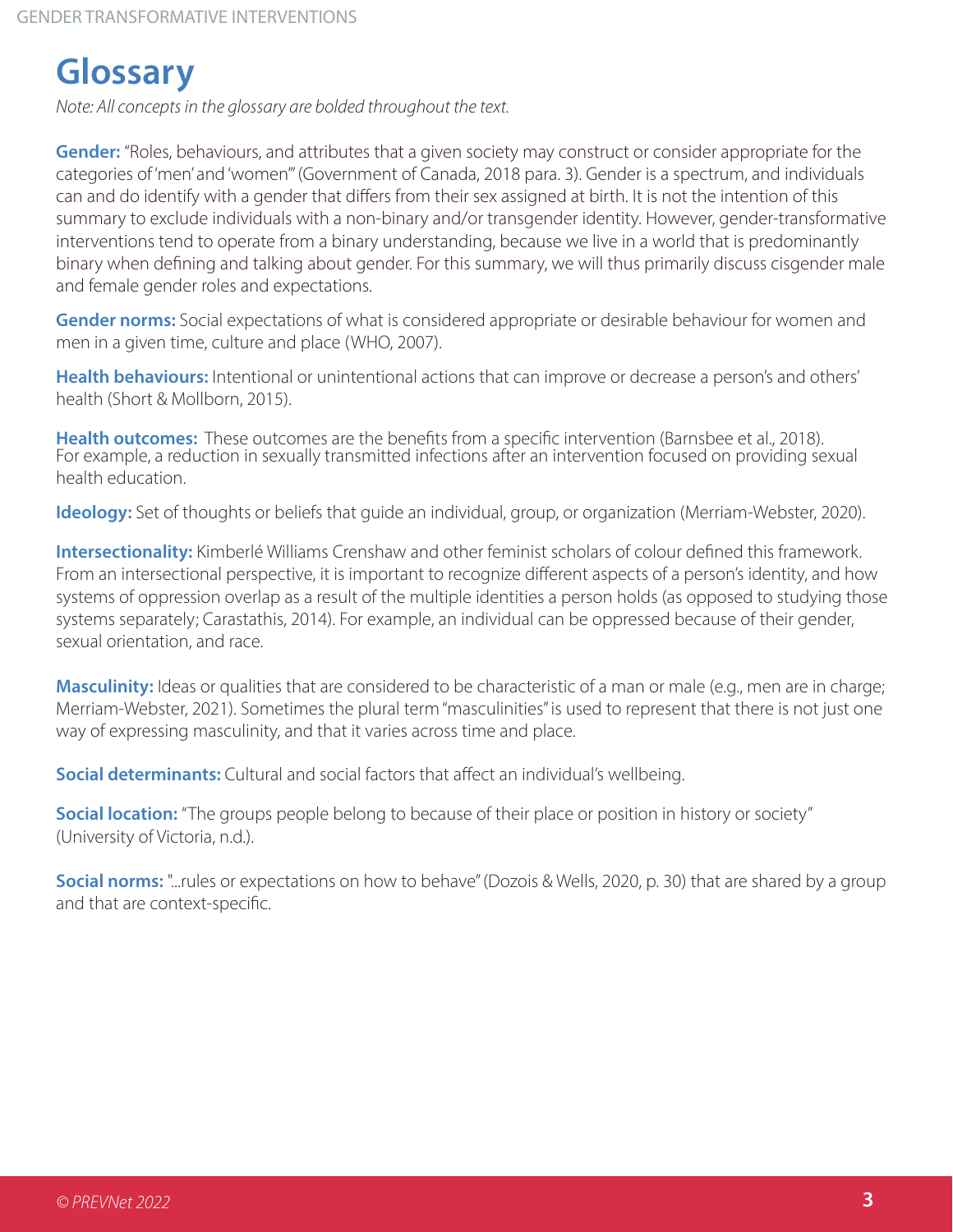# Glossary

*Note: All concepts in the glossary are bolded throughout the text.*

**Gender:** "Roles, behaviours, and attributes that a given society may construct or consider appropriate for the categories of 'men' and 'women'" (Government of Canada, 2018 para. 3). Gender is a spectrum, and individuals can and do identify with a gender that differs from their sex assigned at birth. It is not the intention of this summary to exclude individuals with a non-binary and/or transgender identity. However, gender-transformative interventions tend to operate from a binary understanding, because we live in a world that is predominantly binary when defining and talking about gender. For this summary, we will thus primarily discuss cisgender male and female gender roles and expectations.

**Gender norms:** Social expectations of what is considered appropriate or desirable behaviour for women and men in a given time, culture and place (WHO, 2007).

**Health behaviours:** Intentional or unintentional actions that can improve or decrease a person's and others' health (Short & Mollborn, 2015).

**Health outcomes:** These outcomes are the benefits from a specific intervention (Barnsbee et al., 2018). For example, a reduction in sexually transmitted infections after an intervention focused on providing sexual health education.

**Ideology:** Set of thoughts or beliefs that guide an individual, group, or organization (Merriam-Webster, 2020).

**Intersectionality:** Kimberlé Williams Crenshaw and other feminist scholars of colour defined this framework. From an intersectional perspective, it is important to recognize different aspects of a person's identity, and how systems of oppression overlap as a result of the multiple identities a person holds (as opposed to studying those systems separately; Carastathis, 2014). For example, an individual can be oppressed because of their gender, sexual orientation, and race.

**Masculinity:** Ideas or qualities that are considered to be characteristic of a man or male (e.g., men are in charge; Merriam-Webster, 2021). Sometimes the plural term "masculinities" is used to represent that there is not just one way of expressing masculinity, and that it varies across time and place.

**Social determinants:** Cultural and social factors that affect an individual's wellbeing.

**Social location:** "The groups people belong to because of their place or position in history or society" (University of Victoria, n.d.).

**Social norms:** "...rules or expectations on how to behave" (Dozois & Wells, 2020, p. 30) that are shared by a group and that are context-specific.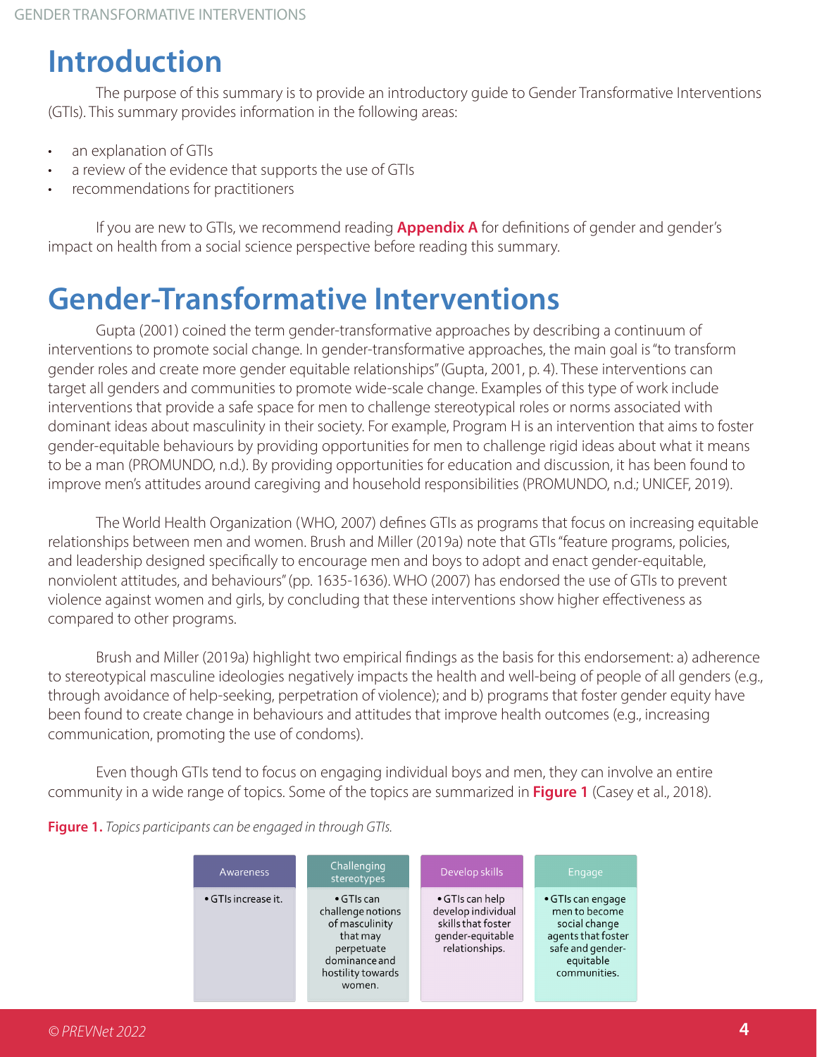# Introduction

The purpose of this summary is to provide an introductory guide to Gender Transformative Interventions (GTIs). This summary provides information in the following areas:

- an explanation of GTIs
- a review of the evidence that supports the use of GTIs
- recommendations for practitioners

If you are new to GTIs, we recommend reading **Appendix A** for definitions of gender and gender's impact on health from a social science perspective before reading this summary.

# Gender-Transformative Interventions

Gupta (2001) coined the term gender-transformative approaches by describing a continuum of interventions to promote social change. In gender-transformative approaches, the main goal is "to transform gender roles and create more gender equitable relationships" (Gupta, 2001, p. 4). These interventions can target all genders and communities to promote wide-scale change. Examples of this type of work include interventions that provide a safe space for men to challenge stereotypical roles or norms associated with dominant ideas about masculinity in their society. For example, Program H is an intervention that aims to foster gender-equitable behaviours by providing opportunities for men to challenge rigid ideas about what it means to be a man (PROMUNDO, n.d.). By providing opportunities for education and discussion, it has been found to improve men's attitudes around caregiving and household responsibilities (PROMUNDO, n.d.; UNICEF, 2019).

The World Health Organization (WHO, 2007) defines GTIs as programs that focus on increasing equitable relationships between men and women. Brush and Miller (2019a) note that GTIs "feature programs, policies, and leadership designed specifically to encourage men and boys to adopt and enact gender-equitable, nonviolent attitudes, and behaviours" (pp. 1635-1636). WHO (2007) has endorsed the use of GTIs to prevent violence against women and girls, by concluding that these interventions show higher effectiveness as compared to other programs.

Brush and Miller (2019a) highlight two empirical findings as the basis for this endorsement: a) adherence to stereotypical masculine ideologies negatively impacts the health and well-being of people of all genders (e.g., through avoidance of help-seeking, perpetration of violence); and b) programs that foster gender equity have been found to create change in behaviours and attitudes that improve health outcomes (e.g., increasing communication, promoting the use of condoms).

Even though GTIs tend to focus on engaging individual boys and men, they can involve an entire community in a wide range of topics. Some of the topics are summarized in **Figure 1** (Casey et al., 2018).

**Figure 1.** *Topics participants can be engaged in through GTIs.*

| Awareness | Challenging stereotypes | Develop skills | Engage |
|---|---|---|---|
| • GTIs increase it. | • GTIs can challenge notions of masculinity that may perpetuate dominance and hostility towards women. | • GTIs can help develop individual skills that foster gender-equitable relationships. | • GTIs can engage men to become social change agents that foster safe and gender-equitable communities. |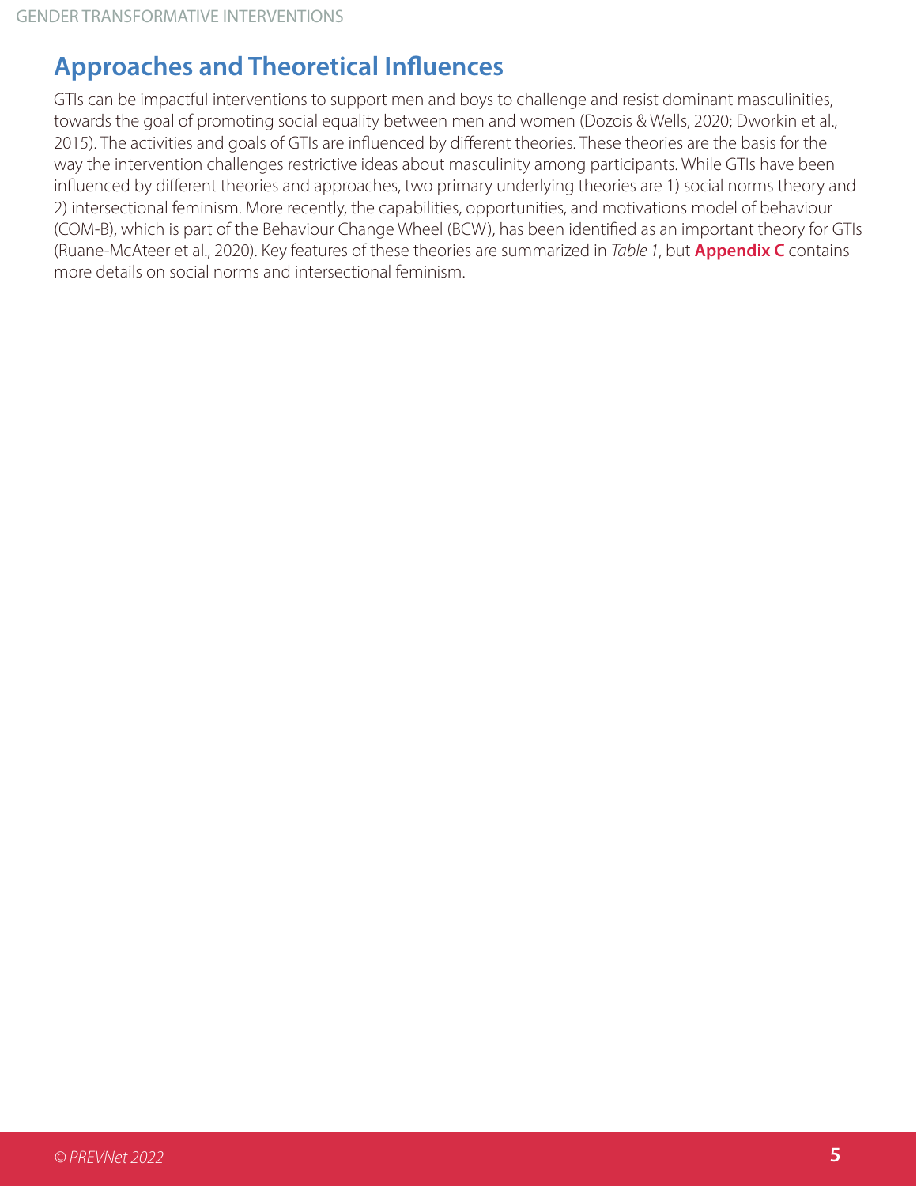## Approaches and Theoretical Influences

GTIs can be impactful interventions to support men and boys to challenge and resist dominant masculinities, towards the goal of promoting social equality between men and women (Dozois & Wells, 2020; Dworkin et al., 2015). The activities and goals of GTIs are influenced by different theories. These theories are the basis for the way the intervention challenges restrictive ideas about masculinity among participants. While GTIs have been influenced by different theories and approaches, two primary underlying theories are 1) social norms theory and 2) intersectional feminism. More recently, the capabilities, opportunities, and motivations model of behaviour (COM-B), which is part of the Behaviour Change Wheel (BCW), has been identified as an important theory for GTIs (Ruane-McAteer et al., 2020). Key features of these theories are summarized in *Table 1*, but **Appendix C** contains more details on social norms and intersectional feminism.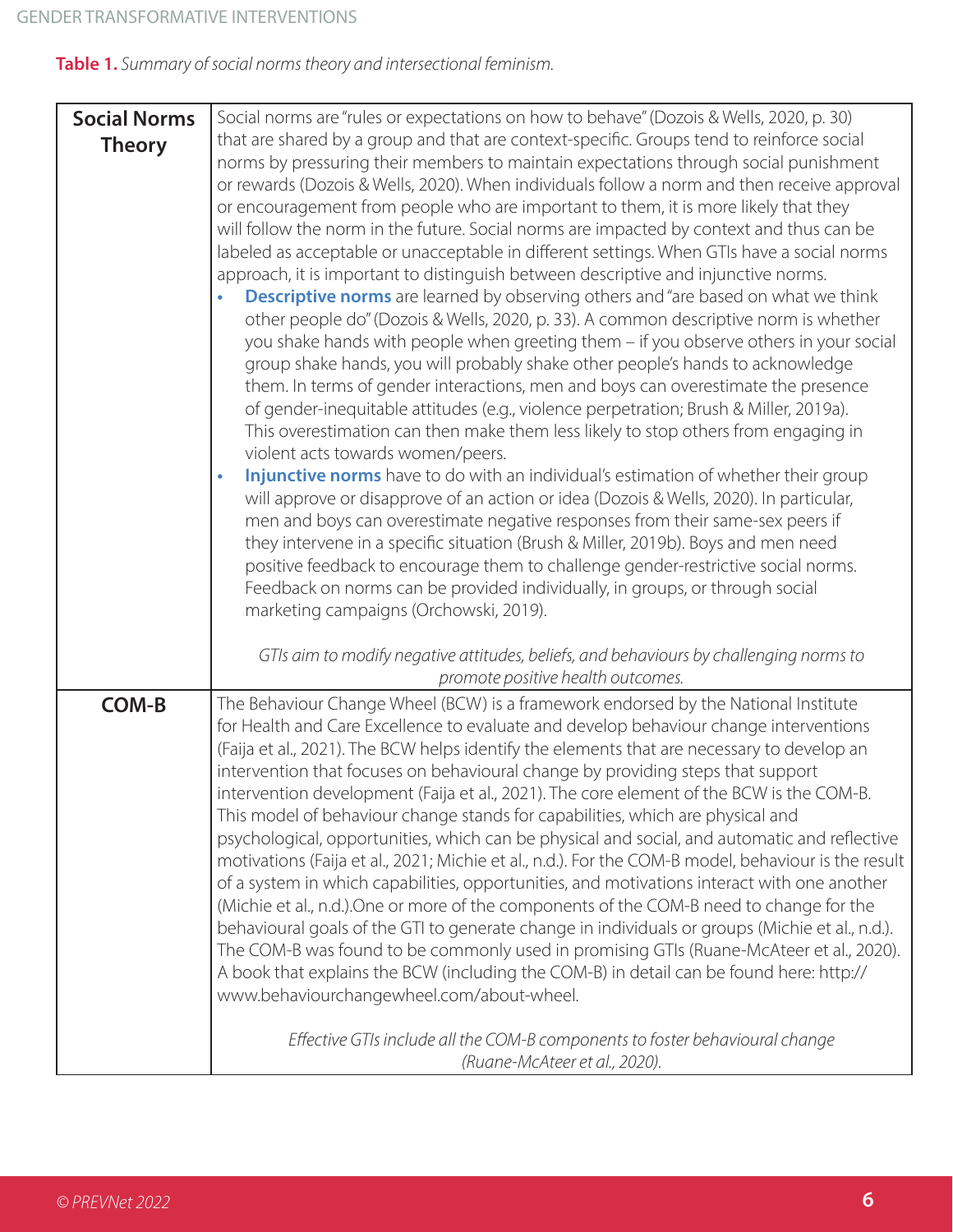**Table 1.** *Summary of social norms theory and intersectional feminism.*

| | |
|---|---|
| **Social Norms Theory** | Social norms are "rules or expectations on how to behave" (Dozois & Wells, 2020, p. 30) that are shared by a group and that are context-specific. Groups tend to reinforce social norms by pressuring their members to maintain expectations through social punishment or rewards (Dozois & Wells, 2020). When individuals follow a norm and then receive approval or encouragement from people who are important to them, it is more likely that they will follow the norm in the future. Social norms are impacted by context and thus can be labeled as acceptable or unacceptable in different settings. When GTIs have a social norms approach, it is important to distinguish between descriptive and injunctive norms.<br>• **Descriptive norms** are learned by observing others and "are based on what we think other people do" (Dozois & Wells, 2020, p. 33). A common descriptive norm is whether you shake hands with people when greeting them – if you observe others in your social group shake hands, you will probably shake other people's hands to acknowledge them. In terms of gender interactions, men and boys can overestimate the presence of gender-inequitable attitudes (e.g., violence perpetration; Brush & Miller, 2019a). This overestimation can then make them less likely to stop others from engaging in violent acts towards women/peers.<br>• **Injunctive norms** have to do with an individual's estimation of whether their group will approve or disapprove of an action or idea (Dozois & Wells, 2020). In particular, men and boys can overestimate negative responses from their same-sex peers if they intervene in a specific situation (Brush & Miller, 2019b). Boys and men need positive feedback to encourage them to challenge gender-restrictive social norms. Feedback on norms can be provided individually, in groups, or through social marketing campaigns (Orchowski, 2019).<br><br>*GTIs aim to modify negative attitudes, beliefs, and behaviours by challenging norms to promote positive health outcomes.* |
| **COM-B** | The Behaviour Change Wheel (BCW) is a framework endorsed by the National Institute for Health and Care Excellence to evaluate and develop behaviour change interventions (Faija et al., 2021). The BCW helps identify the elements that are necessary to develop an intervention that focuses on behavioural change by providing steps that support intervention development (Faija et al., 2021). The core element of the BCW is the COM-B. This model of behaviour change stands for capabilities, which are physical and psychological, opportunities, which can be physical and social, and automatic and reflective motivations (Faija et al., 2021; Michie et al., n.d.). For the COM-B model, behaviour is the result of a system in which capabilities, opportunities, and motivations interact with one another (Michie et al., n.d.).One or more of the components of the COM-B need to change for the behavioural goals of the GTI to generate change in individuals or groups (Michie et al., n.d.). The COM-B was found to be commonly used in promising GTIs (Ruane-McAteer et al., 2020). A book that explains the BCW (including the COM-B) in detail can be found here: http://www.behaviourchangewheel.com/about-wheel.<br><br>*Effective GTIs include all the COM-B components to foster behavioural change (Ruane-McAteer et al., 2020).* |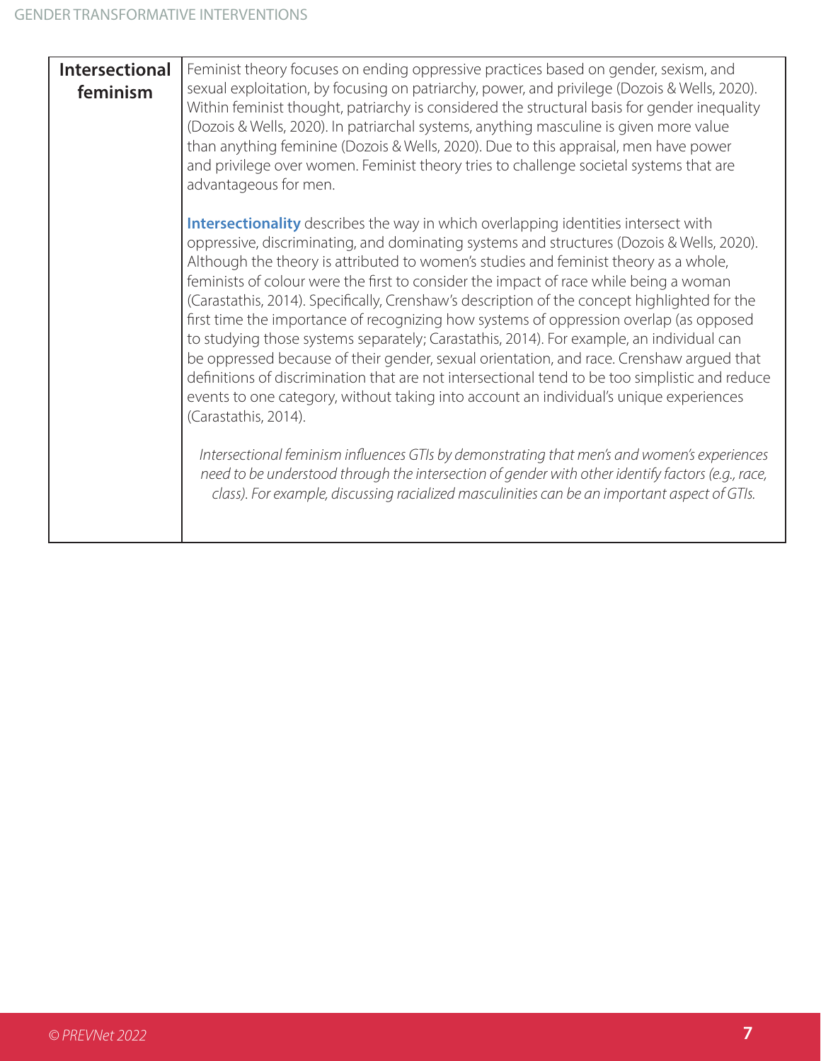| Intersectional feminism | Feminist theory focuses on ending oppressive practices based on gender, sexism, and sexual exploitation, by focusing on patriarchy, power, and privilege (Dozois & Wells, 2020). Within feminist thought, patriarchy is considered the structural basis for gender inequality (Dozois & Wells, 2020). In patriarchal systems, anything masculine is given more value than anything feminine (Dozois & Wells, 2020). Due to this appraisal, men have power and privilege over women. Feminist theory tries to challenge societal systems that are advantageous for men.<br><br>**Intersectionality** describes the way in which overlapping identities intersect with oppressive, discriminating, and dominating systems and structures (Dozois & Wells, 2020). Although the theory is attributed to women's studies and feminist theory as a whole, feminists of colour were the first to consider the impact of race while being a woman (Carastathis, 2014). Specifically, Crenshaw's description of the concept highlighted for the first time the importance of recognizing how systems of oppression overlap (as opposed to studying those systems separately; Carastathis, 2014). For example, an individual can be oppressed because of their gender, sexual orientation, and race. Crenshaw argued that definitions of discrimination that are not intersectional tend to be too simplistic and reduce events to one category, without taking into account an individual's unique experiences (Carastathis, 2014).<br><br>*Intersectional feminism influences GTIs by demonstrating that men's and women's experiences need to be understood through the intersection of gender with other identify factors (e.g., race, class). For example, discussing racialized masculinities can be an important aspect of GTIs.* |
|---|---|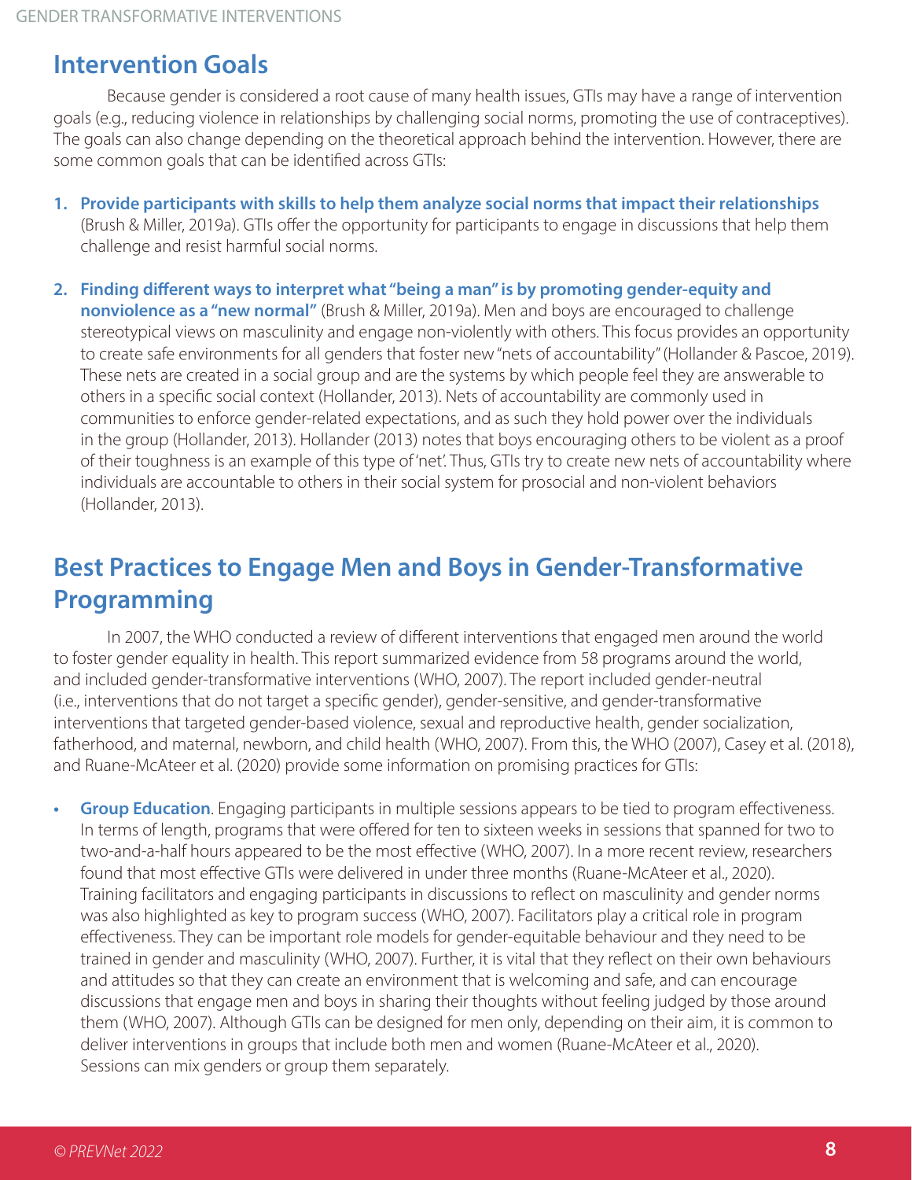## Intervention Goals

Because gender is considered a root cause of many health issues, GTIs may have a range of intervention goals (e.g., reducing violence in relationships by challenging social norms, promoting the use of contraceptives). The goals can also change depending on the theoretical approach behind the intervention. However, there are some common goals that can be identified across GTIs:

1. **Provide participants with skills to help them analyze social norms that impact their relationships** (Brush & Miller, 2019a). GTIs offer the opportunity for participants to engage in discussions that help them challenge and resist harmful social norms.
2. **Finding different ways to interpret what "being a man" is by promoting gender-equity and nonviolence as a "new normal"** (Brush & Miller, 2019a). Men and boys are encouraged to challenge stereotypical views on masculinity and engage non-violently with others. This focus provides an opportunity to create safe environments for all genders that foster new "nets of accountability" (Hollander & Pascoe, 2019). These nets are created in a social group and are the systems by which people feel they are answerable to others in a specific social context (Hollander, 2013). Nets of accountability are commonly used in communities to enforce gender-related expectations, and as such they hold power over the individuals in the group (Hollander, 2013). Hollander (2013) notes that boys encouraging others to be violent as a proof of their toughness is an example of this type of 'net'. Thus, GTIs try to create new nets of accountability where individuals are accountable to others in their social system for prosocial and non-violent behaviors (Hollander, 2013).

## Best Practices to Engage Men and Boys in Gender-Transformative Programming

In 2007, the WHO conducted a review of different interventions that engaged men around the world to foster gender equality in health. This report summarized evidence from 58 programs around the world, and included gender-transformative interventions (WHO, 2007). The report included gender-neutral (i.e., interventions that do not target a specific gender), gender-sensitive, and gender-transformative interventions that targeted gender-based violence, sexual and reproductive health, gender socialization, fatherhood, and maternal, newborn, and child health (WHO, 2007). From this, the WHO (2007), Casey et al. (2018), and Ruane-McAteer et al. (2020) provide some information on promising practices for GTIs:

- **Group Education**. Engaging participants in multiple sessions appears to be tied to program effectiveness. In terms of length, programs that were offered for ten to sixteen weeks in sessions that spanned for two to two-and-a-half hours appeared to be the most effective (WHO, 2007). In a more recent review, researchers found that most effective GTIs were delivered in under three months (Ruane-McAteer et al., 2020). Training facilitators and engaging participants in discussions to reflect on masculinity and gender norms was also highlighted as key to program success (WHO, 2007). Facilitators play a critical role in program effectiveness. They can be important role models for gender-equitable behaviour and they need to be trained in gender and masculinity (WHO, 2007). Further, it is vital that they reflect on their own behaviours and attitudes so that they can create an environment that is welcoming and safe, and can encourage discussions that engage men and boys in sharing their thoughts without feeling judged by those around them (WHO, 2007). Although GTIs can be designed for men only, depending on their aim, it is common to deliver interventions in groups that include both men and women (Ruane-McAteer et al., 2020). Sessions can mix genders or group them separately.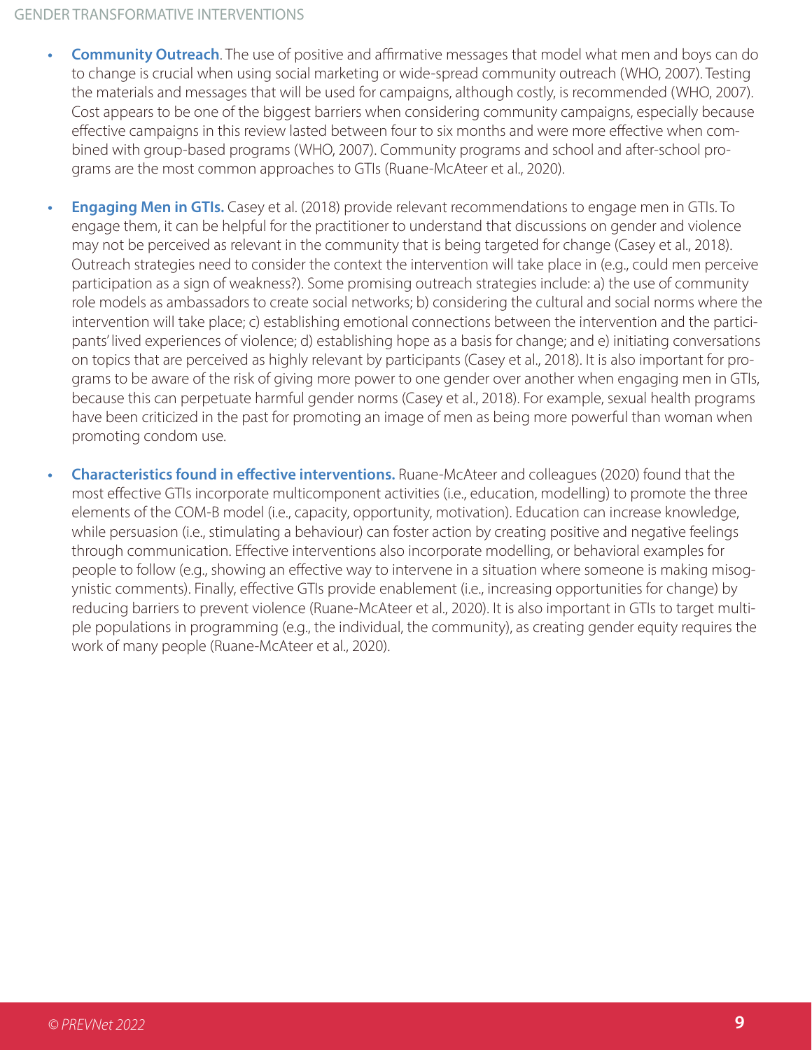- **Community Outreach**. The use of positive and affirmative messages that model what men and boys can do to change is crucial when using social marketing or wide-spread community outreach (WHO, 2007). Testing the materials and messages that will be used for campaigns, although costly, is recommended (WHO, 2007). Cost appears to be one of the biggest barriers when considering community campaigns, especially because effective campaigns in this review lasted between four to six months and were more effective when combined with group-based programs (WHO, 2007). Community programs and school and after-school programs are the most common approaches to GTIs (Ruane-McAteer et al., 2020).

- **Engaging Men in GTIs.** Casey et al. (2018) provide relevant recommendations to engage men in GTIs. To engage them, it can be helpful for the practitioner to understand that discussions on gender and violence may not be perceived as relevant in the community that is being targeted for change (Casey et al., 2018). Outreach strategies need to consider the context the intervention will take place in (e.g., could men perceive participation as a sign of weakness?). Some promising outreach strategies include: a) the use of community role models as ambassadors to create social networks; b) considering the cultural and social norms where the intervention will take place; c) establishing emotional connections between the intervention and the participants' lived experiences of violence; d) establishing hope as a basis for change; and e) initiating conversations on topics that are perceived as highly relevant by participants (Casey et al., 2018). It is also important for programs to be aware of the risk of giving more power to one gender over another when engaging men in GTIs, because this can perpetuate harmful gender norms (Casey et al., 2018). For example, sexual health programs have been criticized in the past for promoting an image of men as being more powerful than woman when promoting condom use.

- **Characteristics found in effective interventions.** Ruane-McAteer and colleagues (2020) found that the most effective GTIs incorporate multicomponent activities (i.e., education, modelling) to promote the three elements of the COM-B model (i.e., capacity, opportunity, motivation). Education can increase knowledge, while persuasion (i.e., stimulating a behaviour) can foster action by creating positive and negative feelings through communication. Effective interventions also incorporate modelling, or behavioral examples for people to follow (e.g., showing an effective way to intervene in a situation where someone is making misogynistic comments). Finally, effective GTIs provide enablement (i.e., increasing opportunities for change) by reducing barriers to prevent violence (Ruane-McAteer et al., 2020). It is also important in GTIs to target multiple populations in programming (e.g., the individual, the community), as creating gender equity requires the work of many people (Ruane-McAteer et al., 2020).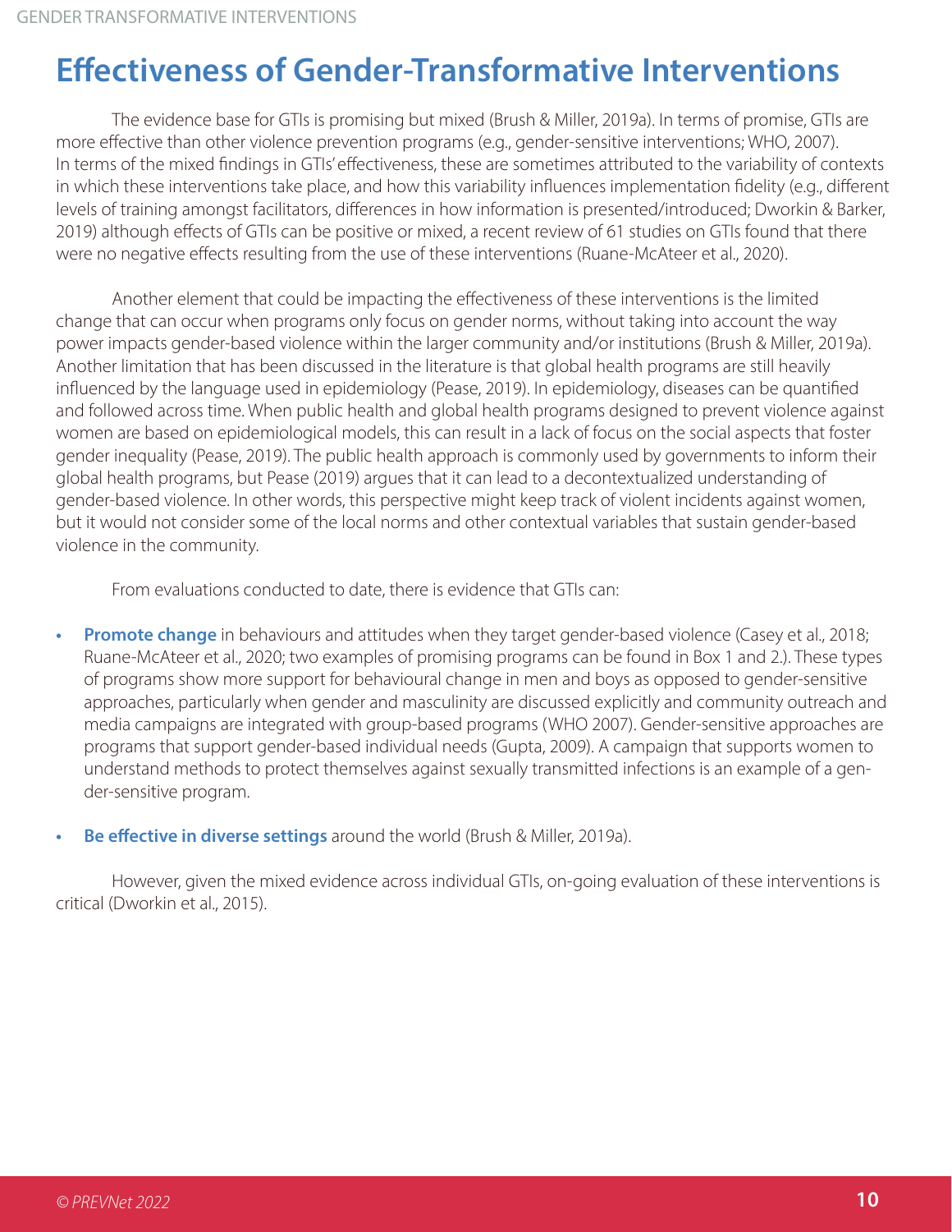# Effectiveness of Gender-Transformative Interventions

The evidence base for GTIs is promising but mixed (Brush & Miller, 2019a). In terms of promise, GTIs are more effective than other violence prevention programs (e.g., gender-sensitive interventions; WHO, 2007). In terms of the mixed findings in GTIs' effectiveness, these are sometimes attributed to the variability of contexts in which these interventions take place, and how this variability influences implementation fidelity (e.g., different levels of training amongst facilitators, differences in how information is presented/introduced; Dworkin & Barker, 2019) although effects of GTIs can be positive or mixed, a recent review of 61 studies on GTIs found that there were no negative effects resulting from the use of these interventions (Ruane-McAteer et al., 2020).

Another element that could be impacting the effectiveness of these interventions is the limited change that can occur when programs only focus on gender norms, without taking into account the way power impacts gender-based violence within the larger community and/or institutions (Brush & Miller, 2019a). Another limitation that has been discussed in the literature is that global health programs are still heavily influenced by the language used in epidemiology (Pease, 2019). In epidemiology, diseases can be quantified and followed across time. When public health and global health programs designed to prevent violence against women are based on epidemiological models, this can result in a lack of focus on the social aspects that foster gender inequality (Pease, 2019). The public health approach is commonly used by governments to inform their global health programs, but Pease (2019) argues that it can lead to a decontextualized understanding of gender-based violence. In other words, this perspective might keep track of violent incidents against women, but it would not consider some of the local norms and other contextual variables that sustain gender-based violence in the community.

From evaluations conducted to date, there is evidence that GTIs can:

- **Promote change** in behaviours and attitudes when they target gender-based violence (Casey et al., 2018; Ruane-McAteer et al., 2020; two examples of promising programs can be found in Box 1 and 2.). These types of programs show more support for behavioural change in men and boys as opposed to gender-sensitive approaches, particularly when gender and masculinity are discussed explicitly and community outreach and media campaigns are integrated with group-based programs (WHO 2007). Gender-sensitive approaches are programs that support gender-based individual needs (Gupta, 2009). A campaign that supports women to understand methods to protect themselves against sexually transmitted infections is an example of a gender-sensitive program.
- **Be effective in diverse settings** around the world (Brush & Miller, 2019a).

However, given the mixed evidence across individual GTIs, on-going evaluation of these interventions is critical (Dworkin et al., 2015).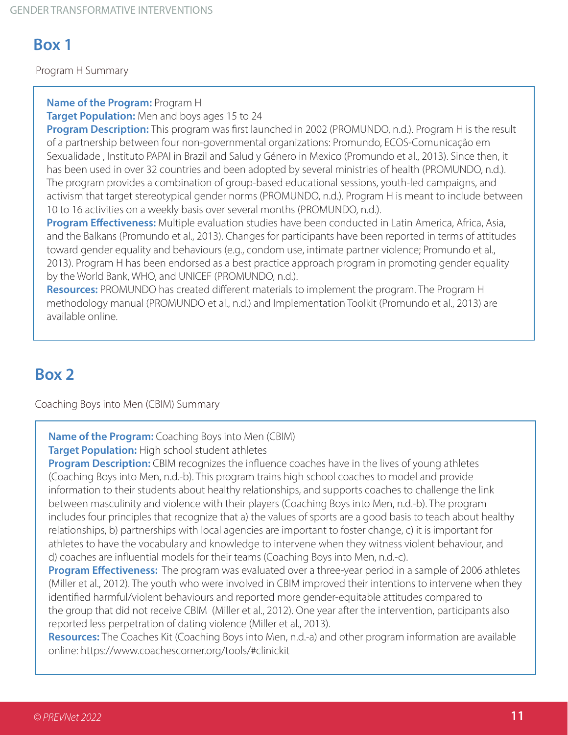## Box 1

Program H Summary

**Name of the Program:** Program H
**Target Population:** Men and boys ages 15 to 24
**Program Description:** This program was first launched in 2002 (PROMUNDO, n.d.). Program H is the result of a partnership between four non-governmental organizations: Promundo, ECOS-Comunicação em Sexualidade , Instituto PAPAI in Brazil and Salud y Género in Mexico (Promundo et al., 2013). Since then, it has been used in over 32 countries and been adopted by several ministries of health (PROMUNDO, n.d.). The program provides a combination of group-based educational sessions, youth-led campaigns, and activism that target stereotypical gender norms (PROMUNDO, n.d.). Program H is meant to include between 10 to 16 activities on a weekly basis over several months (PROMUNDO, n.d.).
**Program Effectiveness:** Multiple evaluation studies have been conducted in Latin America, Africa, Asia, and the Balkans (Promundo et al., 2013). Changes for participants have been reported in terms of attitudes toward gender equality and behaviours (e.g., condom use, intimate partner violence; Promundo et al., 2013). Program H has been endorsed as a best practice approach program in promoting gender equality by the World Bank, WHO, and UNICEF (PROMUNDO, n.d.).
**Resources:** PROMUNDO has created different materials to implement the program. The Program H methodology manual (PROMUNDO et al., n.d.) and Implementation Toolkit (Promundo et al., 2013) are available online.

## Box 2

Coaching Boys into Men (CBIM) Summary

**Name of the Program:** Coaching Boys into Men (CBIM)
**Target Population:** High school student athletes
**Program Description:** CBIM recognizes the influence coaches have in the lives of young athletes (Coaching Boys into Men, n.d.-b). This program trains high school coaches to model and provide information to their students about healthy relationships, and supports coaches to challenge the link between masculinity and violence with their players (Coaching Boys into Men, n.d.-b). The program includes four principles that recognize that a) the values of sports are a good basis to teach about healthy relationships, b) partnerships with local agencies are important to foster change, c) it is important for athletes to have the vocabulary and knowledge to intervene when they witness violent behaviour, and d) coaches are influential models for their teams (Coaching Boys into Men, n.d.-c).
**Program Effectiveness:** The program was evaluated over a three-year period in a sample of 2006 athletes (Miller et al., 2012). The youth who were involved in CBIM improved their intentions to intervene when they identified harmful/violent behaviours and reported more gender-equitable attitudes compared to the group that did not receive CBIM (Miller et al., 2012). One year after the intervention, participants also reported less perpetration of dating violence (Miller et al., 2013).
**Resources:** The Coaches Kit (Coaching Boys into Men, n.d.-a) and other program information are available online: https://www.coachescorner.org/tools/#clinickit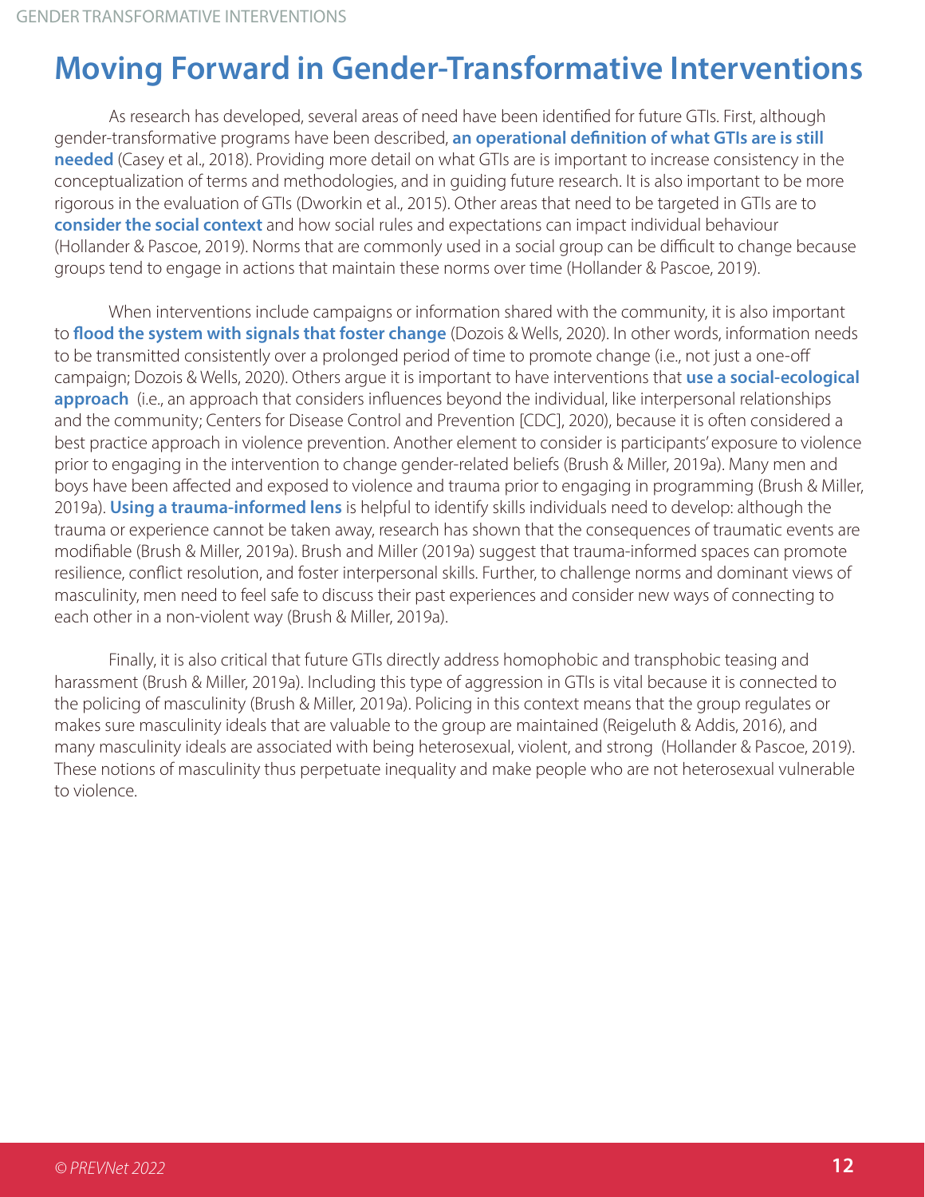# Moving Forward in Gender-Transformative Interventions

As research has developed, several areas of need have been identified for future GTIs. First, although gender-transformative programs have been described, **an operational definition of what GTIs are is still needed** (Casey et al., 2018). Providing more detail on what GTIs are is important to increase consistency in the conceptualization of terms and methodologies, and in guiding future research. It is also important to be more rigorous in the evaluation of GTIs (Dworkin et al., 2015). Other areas that need to be targeted in GTIs are to **consider the social context** and how social rules and expectations can impact individual behaviour (Hollander & Pascoe, 2019). Norms that are commonly used in a social group can be difficult to change because groups tend to engage in actions that maintain these norms over time (Hollander & Pascoe, 2019).

When interventions include campaigns or information shared with the community, it is also important to **flood the system with signals that foster change** (Dozois & Wells, 2020). In other words, information needs to be transmitted consistently over a prolonged period of time to promote change (i.e., not just a one-off campaign; Dozois & Wells, 2020). Others argue it is important to have interventions that **use a social-ecological approach** (i.e., an approach that considers influences beyond the individual, like interpersonal relationships and the community; Centers for Disease Control and Prevention [CDC], 2020), because it is often considered a best practice approach in violence prevention. Another element to consider is participants' exposure to violence prior to engaging in the intervention to change gender-related beliefs (Brush & Miller, 2019a). Many men and boys have been affected and exposed to violence and trauma prior to engaging in programming (Brush & Miller, 2019a). **Using a trauma-informed lens** is helpful to identify skills individuals need to develop: although the trauma or experience cannot be taken away, research has shown that the consequences of traumatic events are modifiable (Brush & Miller, 2019a). Brush and Miller (2019a) suggest that trauma-informed spaces can promote resilience, conflict resolution, and foster interpersonal skills. Further, to challenge norms and dominant views of masculinity, men need to feel safe to discuss their past experiences and consider new ways of connecting to each other in a non-violent way (Brush & Miller, 2019a).

Finally, it is also critical that future GTIs directly address homophobic and transphobic teasing and harassment (Brush & Miller, 2019a). Including this type of aggression in GTIs is vital because it is connected to the policing of masculinity (Brush & Miller, 2019a). Policing in this context means that the group regulates or makes sure masculinity ideals that are valuable to the group are maintained (Reigeluth & Addis, 2016), and many masculinity ideals are associated with being heterosexual, violent, and strong (Hollander & Pascoe, 2019). These notions of masculinity thus perpetuate inequality and make people who are not heterosexual vulnerable to violence.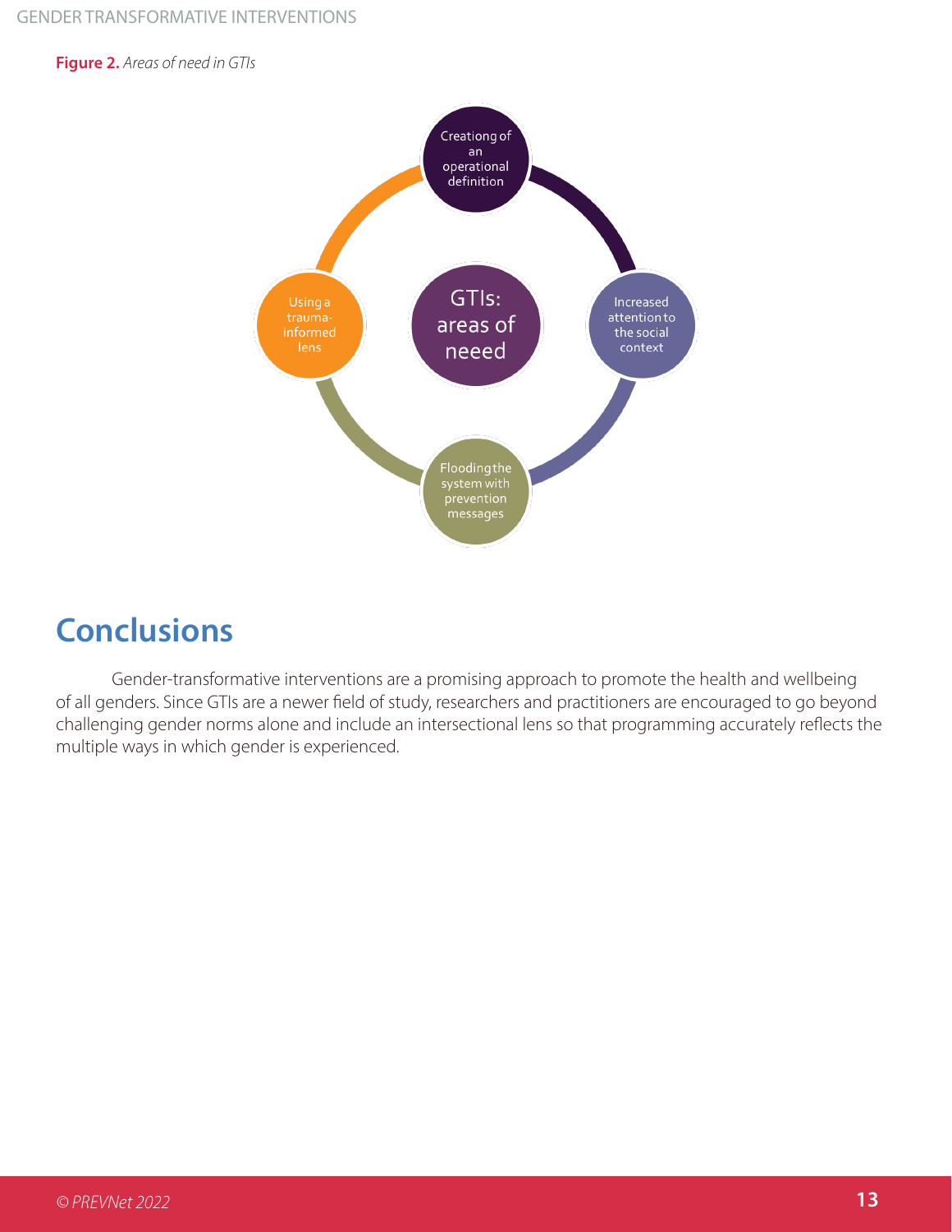**Figure 2.** *Areas of need in GTIs*

GTIs: areas of neeed

- Creationg of an operational definition
- Increased attention to the social context
- Flooding the system with prevention messages
- Using a trauma-informed lens

## Conclusions

Gender-transformative interventions are a promising approach to promote the health and wellbeing of all genders. Since GTIs are a newer field of study, researchers and practitioners are encouraged to go beyond challenging gender norms alone and include an intersectional lens so that programming accurately reflects the multiple ways in which gender is experienced.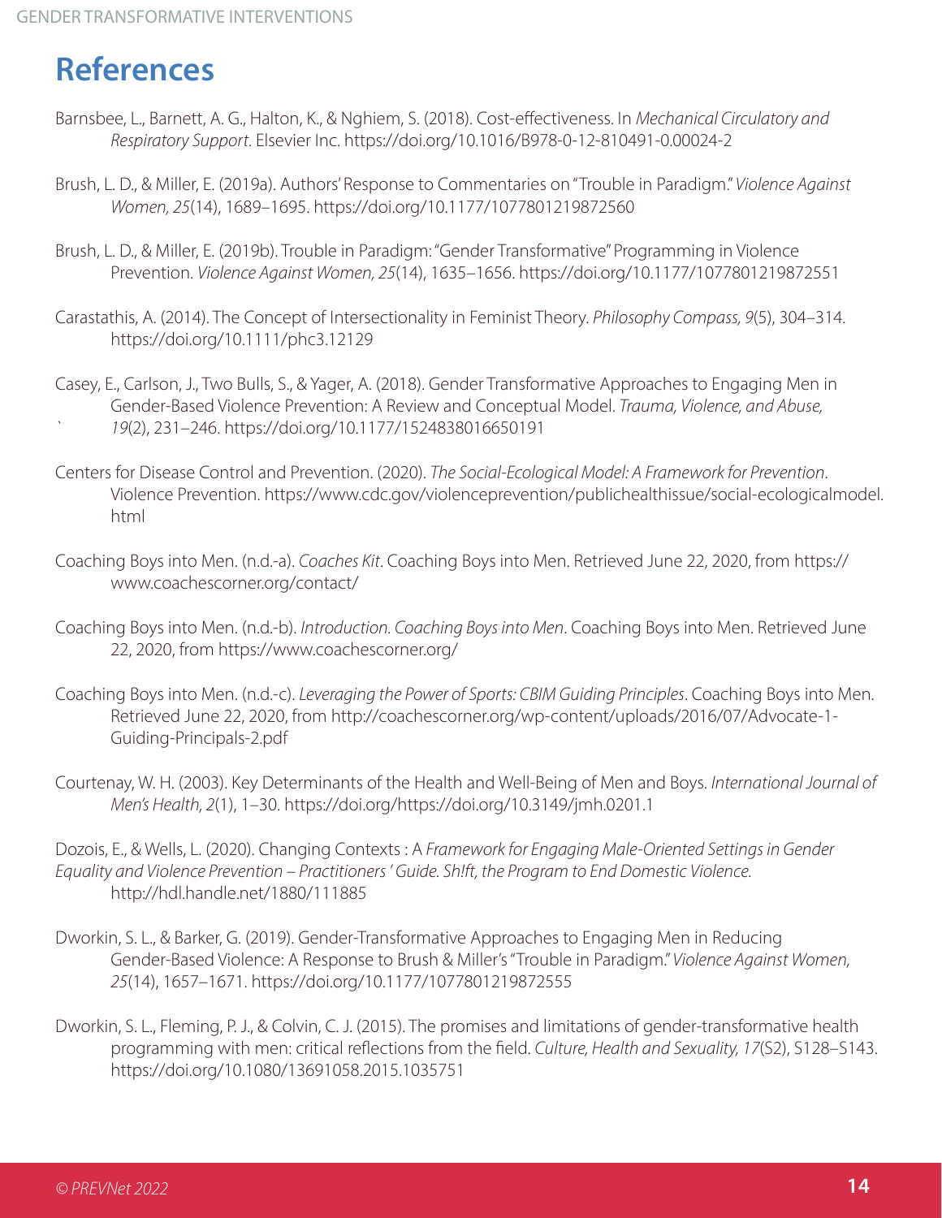# References

Barnsbee, L., Barnett, A. G., Halton, K., & Nghiem, S. (2018). Cost-effectiveness. In *Mechanical Circulatory and Respiratory Support*. Elsevier Inc. https://doi.org/10.1016/B978-0-12-810491-0.00024-2

Brush, L. D., & Miller, E. (2019a). Authors' Response to Commentaries on "Trouble in Paradigm." *Violence Against Women, 25*(14), 1689–1695. https://doi.org/10.1177/1077801219872560

Brush, L. D., & Miller, E. (2019b). Trouble in Paradigm: "Gender Transformative" Programming in Violence Prevention. *Violence Against Women, 25*(14), 1635–1656. https://doi.org/10.1177/1077801219872551

Carastathis, A. (2014). The Concept of Intersectionality in Feminist Theory. *Philosophy Compass, 9*(5), 304–314. https://doi.org/10.1111/phc3.12129

Casey, E., Carlson, J., Two Bulls, S., & Yager, A. (2018). Gender Transformative Approaches to Engaging Men in Gender-Based Violence Prevention: A Review and Conceptual Model. *Trauma, Violence, and Abuse, 19*(2), 231–246. https://doi.org/10.1177/1524838016650191

Centers for Disease Control and Prevention. (2020). *The Social-Ecological Model: A Framework for Prevention*. Violence Prevention. https://www.cdc.gov/violenceprevention/publichealthissue/social-ecologicalmodel.html

Coaching Boys into Men. (n.d.-a). *Coaches Kit*. Coaching Boys into Men. Retrieved June 22, 2020, from https://www.coachescorner.org/contact/

Coaching Boys into Men. (n.d.-b). *Introduction. Coaching Boys into Men*. Coaching Boys into Men. Retrieved June 22, 2020, from https://www.coachescorner.org/

Coaching Boys into Men. (n.d.-c). *Leveraging the Power of Sports: CBIM Guiding Principles*. Coaching Boys into Men. Retrieved June 22, 2020, from http://coachescorner.org/wp-content/uploads/2016/07/Advocate-1-Guiding-Principals-2.pdf

Courtenay, W. H. (2003). Key Determinants of the Health and Well-Being of Men and Boys. *International Journal of Men's Health, 2*(1), 1–30. https://doi.org/https://doi.org/10.3149/jmh.0201.1

Dozois, E., & Wells, L. (2020). Changing Contexts : A *Framework for Engaging Male-Oriented Settings in Gender Equality and Violence Prevention – Practitioners' Guide. Sh!ft, the Program to End Domestic Violence.* http://hdl.handle.net/1880/111885

Dworkin, S. L., & Barker, G. (2019). Gender-Transformative Approaches to Engaging Men in Reducing Gender-Based Violence: A Response to Brush & Miller's "Trouble in Paradigm." *Violence Against Women, 25*(14), 1657–1671. https://doi.org/10.1177/1077801219872555

Dworkin, S. L., Fleming, P. J., & Colvin, C. J. (2015). The promises and limitations of gender-transformative health programming with men: critical reflections from the field. *Culture, Health and Sexuality, 17*(S2), S128–S143. https://doi.org/10.1080/13691058.2015.1035751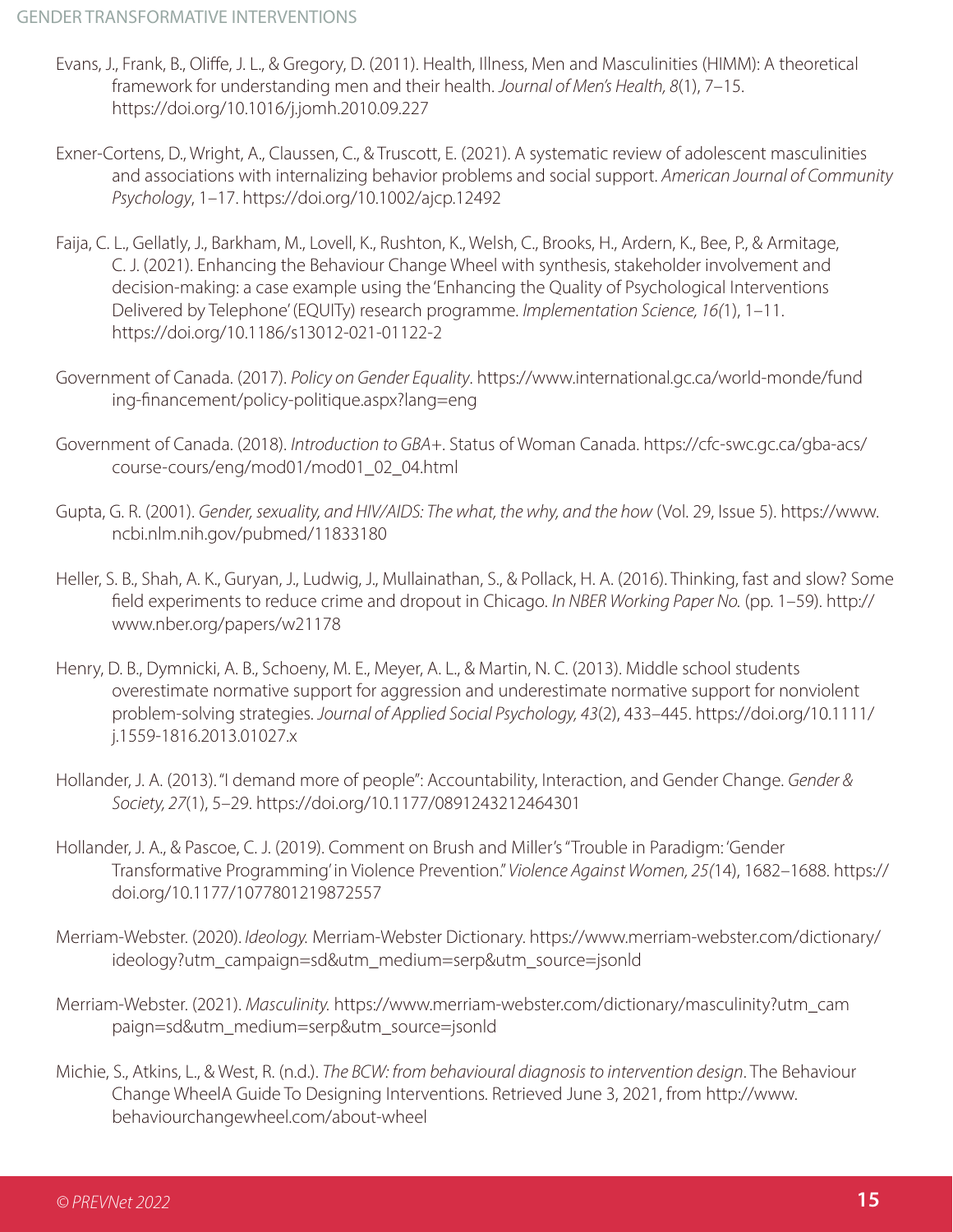Evans, J., Frank, B., Oliffe, J. L., & Gregory, D. (2011). Health, Illness, Men and Masculinities (HIMM): A theoretical framework for understanding men and their health. *Journal of Men's Health, 8*(1), 7–15. https://doi.org/10.1016/j.jomh.2010.09.227

Exner-Cortens, D., Wright, A., Claussen, C., & Truscott, E. (2021). A systematic review of adolescent masculinities and associations with internalizing behavior problems and social support. *American Journal of Community Psychology*, 1–17. https://doi.org/10.1002/ajcp.12492

Faija, C. L., Gellatly, J., Barkham, M., Lovell, K., Rushton, K., Welsh, C., Brooks, H., Ardern, K., Bee, P., & Armitage, C. J. (2021). Enhancing the Behaviour Change Wheel with synthesis, stakeholder involvement and decision-making: a case example using the 'Enhancing the Quality of Psychological Interventions Delivered by Telephone' (EQUITy) research programme. *Implementation Science, 16(*1), 1–11. https://doi.org/10.1186/s13012-021-01122-2

Government of Canada. (2017). *Policy on Gender Equality*. https://www.international.gc.ca/world-monde/funding-financement/policy-politique.aspx?lang=eng

Government of Canada. (2018). *Introduction to GBA+*. Status of Woman Canada. https://cfc-swc.gc.ca/gba-acs/course-cours/eng/mod01/mod01_02_04.html

Gupta, G. R. (2001). *Gender, sexuality, and HIV/AIDS: The what, the why, and the how* (Vol. 29, Issue 5). https://www.ncbi.nlm.nih.gov/pubmed/11833180

Heller, S. B., Shah, A. K., Guryan, J., Ludwig, J., Mullainathan, S., & Pollack, H. A. (2016). Thinking, fast and slow? Some field experiments to reduce crime and dropout in Chicago. *In NBER Working Paper No.* (pp. 1–59). http://www.nber.org/papers/w21178

Henry, D. B., Dymnicki, A. B., Schoeny, M. E., Meyer, A. L., & Martin, N. C. (2013). Middle school students overestimate normative support for aggression and underestimate normative support for nonviolent problem-solving strategies. *Journal of Applied Social Psychology, 43*(2), 433–445. https://doi.org/10.1111/j.1559-1816.2013.01027.x

Hollander, J. A. (2013). "I demand more of people": Accountability, Interaction, and Gender Change. *Gender & Society, 27*(1), 5–29. https://doi.org/10.1177/0891243212464301

Hollander, J. A., & Pascoe, C. J. (2019). Comment on Brush and Miller's "Trouble in Paradigm: 'Gender Transformative Programming' in Violence Prevention." *Violence Against Women, 25(*14), 1682–1688. https://doi.org/10.1177/1077801219872557

Merriam-Webster. (2020). *Ideology.* Merriam-Webster Dictionary. https://www.merriam-webster.com/dictionary/ideology?utm_campaign=sd&utm_medium=serp&utm_source=jsonld

Merriam-Webster. (2021). *Masculinity.* https://www.merriam-webster.com/dictionary/masculinity?utm_campaign=sd&utm_medium=serp&utm_source=jsonld

Michie, S., Atkins, L., & West, R. (n.d.). *The BCW: from behavioural diagnosis to intervention design*. The Behaviour Change WheelA Guide To Designing Interventions. Retrieved June 3, 2021, from http://www.behaviourchangewheel.com/about-wheel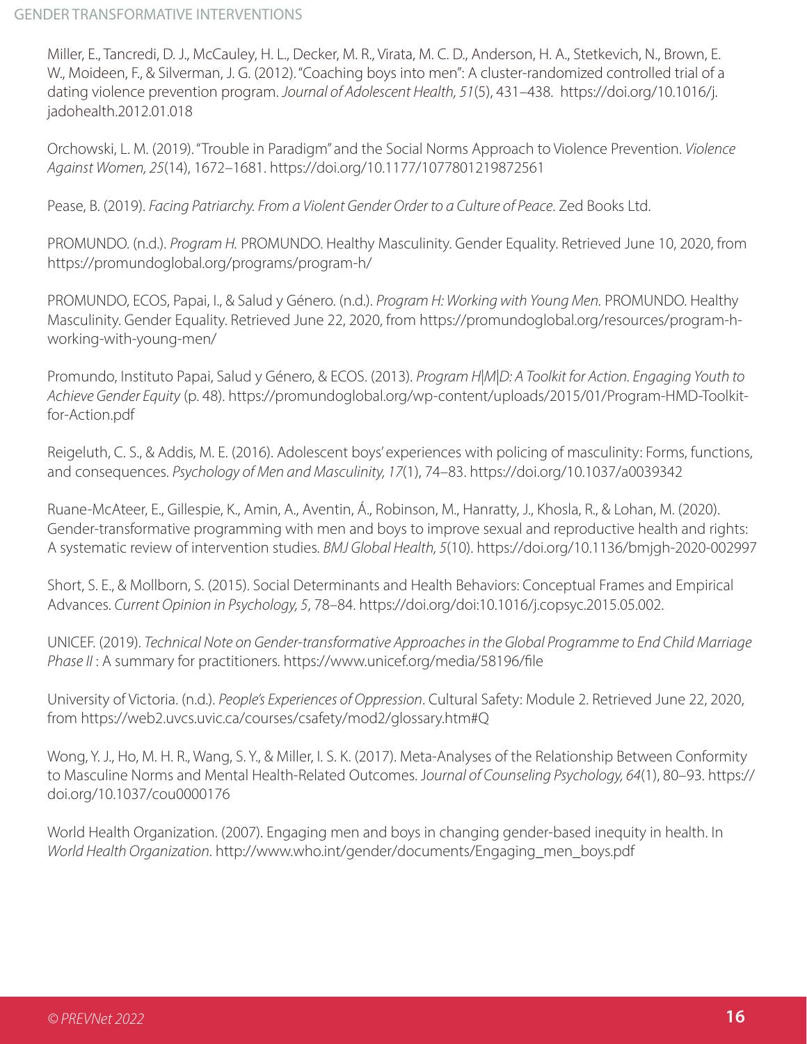Miller, E., Tancredi, D. J., McCauley, H. L., Decker, M. R., Virata, M. C. D., Anderson, H. A., Stetkevich, N., Brown, E. W., Moideen, F., & Silverman, J. G. (2012). "Coaching boys into men": A cluster-randomized controlled trial of a dating violence prevention program. *Journal of Adolescent Health, 51*(5), 431–438. https://doi.org/10.1016/j.jadohealth.2012.01.018

Orchowski, L. M. (2019). "Trouble in Paradigm" and the Social Norms Approach to Violence Prevention. *Violence Against Women, 25*(14), 1672–1681. https://doi.org/10.1177/1077801219872561

Pease, B. (2019). *Facing Patriarchy. From a Violent Gender Order to a Culture of Peace.* Zed Books Ltd.

PROMUNDO. (n.d.). *Program H.* PROMUNDO. Healthy Masculinity. Gender Equality. Retrieved June 10, 2020, from https://promundoglobal.org/programs/program-h/

PROMUNDO, ECOS, Papai, I., & Salud y Género. (n.d.). *Program H: Working with Young Men.* PROMUNDO. Healthy Masculinity. Gender Equality. Retrieved June 22, 2020, from https://promundoglobal.org/resources/program-h-working-with-young-men/

Promundo, Instituto Papai, Salud y Género, & ECOS. (2013). *Program H|M|D: A Toolkit for Action. Engaging Youth to Achieve Gender Equity* (p. 48). https://promundoglobal.org/wp-content/uploads/2015/01/Program-HMD-Toolkit-for-Action.pdf

Reigeluth, C. S., & Addis, M. E. (2016). Adolescent boys' experiences with policing of masculinity: Forms, functions, and consequences. *Psychology of Men and Masculinity, 17*(1), 74–83. https://doi.org/10.1037/a0039342

Ruane-McAteer, E., Gillespie, K., Amin, A., Aventin, Á., Robinson, M., Hanratty, J., Khosla, R., & Lohan, M. (2020). Gender-transformative programming with men and boys to improve sexual and reproductive health and rights: A systematic review of intervention studies. *BMJ Global Health, 5*(10). https://doi.org/10.1136/bmjgh-2020-002997

Short, S. E., & Mollborn, S. (2015). Social Determinants and Health Behaviors: Conceptual Frames and Empirical Advances. *Current Opinion in Psychology, 5*, 78–84. https://doi.org/doi:10.1016/j.copsyc.2015.05.002.

UNICEF. (2019). *Technical Note on Gender-transformative Approaches in the Global Programme to End Child Marriage Phase II* : A summary for practitioners. https://www.unicef.org/media/58196/file

University of Victoria. (n.d.). *People's Experiences of Oppression*. Cultural Safety: Module 2. Retrieved June 22, 2020, from https://web2.uvcs.uvic.ca/courses/csafety/mod2/glossary.htm#Q

Wong, Y. J., Ho, M. H. R., Wang, S. Y., & Miller, I. S. K. (2017). Meta-Analyses of the Relationship Between Conformity to Masculine Norms and Mental Health-Related Outcomes. *Journal of Counseling Psychology, 64*(1), 80–93. https://doi.org/10.1037/cou0000176

World Health Organization. (2007). Engaging men and boys in changing gender-based inequity in health. In *World Health Organization*. http://www.who.int/gender/documents/Engaging_men_boys.pdf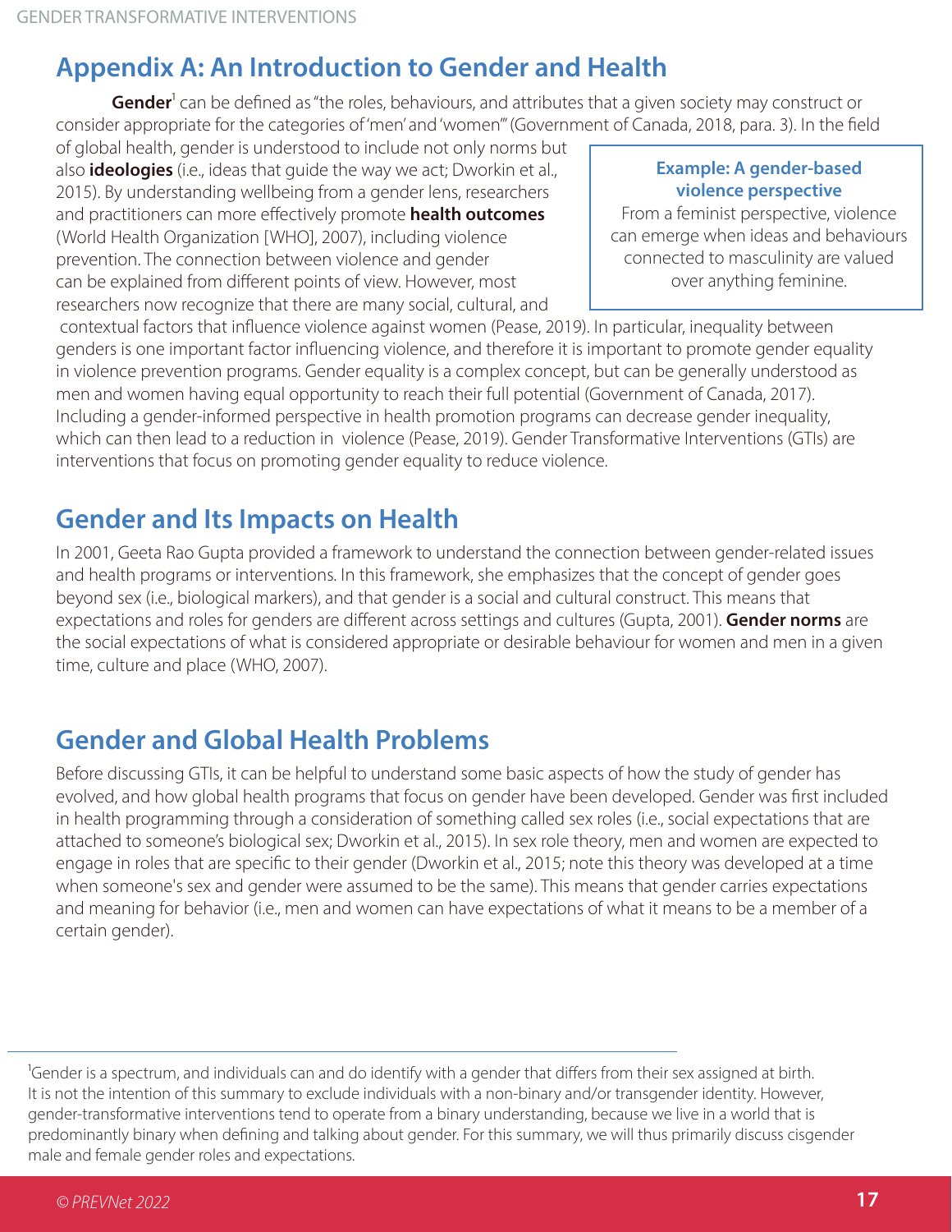# Appendix A: An Introduction to Gender and Health

**Gender**[1] can be defined as "the roles, behaviours, and attributes that a given society may construct or consider appropriate for the categories of 'men' and 'women'" (Government of Canada, 2018, para. 3). In the field of global health, gender is understood to include not only norms but also **ideologies** (i.e., ideas that guide the way we act; Dworkin et al., 2015). By understanding wellbeing from a gender lens, researchers and practitioners can more effectively promote **health outcomes** (World Health Organization [WHO], 2007), including violence prevention. The connection between violence and gender can be explained from different points of view. However, most researchers now recognize that there are many social, cultural, and contextual factors that influence violence against women (Pease, 2019). In particular, inequality between genders is one important factor influencing violence, and therefore it is important to promote gender equality in violence prevention programs. Gender equality is a complex concept, but can be generally understood as men and women having equal opportunity to reach their full potential (Government of Canada, 2017). Including a gender-informed perspective in health promotion programs can decrease gender inequality, which can then lead to a reduction in violence (Pease, 2019). Gender Transformative Interventions (GTIs) are interventions that focus on promoting gender equality to reduce violence.

> **Example: A gender-based violence perspective**
>
> From a feminist perspective, violence can emerge when ideas and behaviours connected to masculinity are valued over anything feminine.

## Gender and Its Impacts on Health

In 2001, Geeta Rao Gupta provided a framework to understand the connection between gender-related issues and health programs or interventions. In this framework, she emphasizes that the concept of gender goes beyond sex (i.e., biological markers), and that gender is a social and cultural construct. This means that expectations and roles for genders are different across settings and cultures (Gupta, 2001). **Gender norms** are the social expectations of what is considered appropriate or desirable behaviour for women and men in a given time, culture and place (WHO, 2007).

## Gender and Global Health Problems

Before discussing GTIs, it can be helpful to understand some basic aspects of how the study of gender has evolved, and how global health programs that focus on gender have been developed. Gender was first included in health programming through a consideration of something called sex roles (i.e., social expectations that are attached to someone's biological sex; Dworkin et al., 2015). In sex role theory, men and women are expected to engage in roles that are specific to their gender (Dworkin et al., 2015; note this theory was developed at a time when someone's sex and gender were assumed to be the same). This means that gender carries expectations and meaning for behavior (i.e., men and women can have expectations of what it means to be a member of a certain gender).

---

[1] Gender is a spectrum, and individuals can and do identify with a gender that differs from their sex assigned at birth. It is not the intention of this summary to exclude individuals with a non-binary and/or transgender identity. However, gender-transformative interventions tend to operate from a binary understanding, because we live in a world that is predominantly binary when defining and talking about gender. For this summary, we will thus primarily discuss cisgender male and female gender roles and expectations.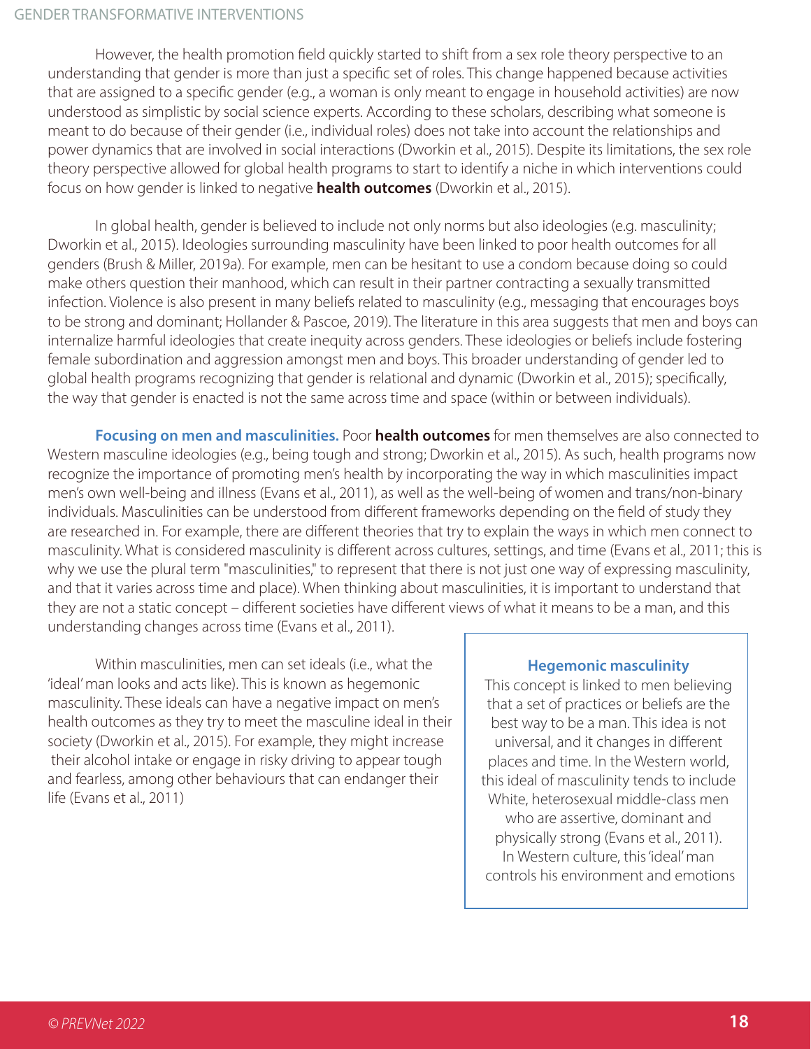However, the health promotion field quickly started to shift from a sex role theory perspective to an understanding that gender is more than just a specific set of roles. This change happened because activities that are assigned to a specific gender (e.g., a woman is only meant to engage in household activities) are now understood as simplistic by social science experts. According to these scholars, describing what someone is meant to do because of their gender (i.e., individual roles) does not take into account the relationships and power dynamics that are involved in social interactions (Dworkin et al., 2015). Despite its limitations, the sex role theory perspective allowed for global health programs to start to identify a niche in which interventions could focus on how gender is linked to negative **health outcomes** (Dworkin et al., 2015).

In global health, gender is believed to include not only norms but also ideologies (e.g. masculinity; Dworkin et al., 2015). Ideologies surrounding masculinity have been linked to poor health outcomes for all genders (Brush & Miller, 2019a). For example, men can be hesitant to use a condom because doing so could make others question their manhood, which can result in their partner contracting a sexually transmitted infection. Violence is also present in many beliefs related to masculinity (e.g., messaging that encourages boys to be strong and dominant; Hollander & Pascoe, 2019). The literature in this area suggests that men and boys can internalize harmful ideologies that create inequity across genders. These ideologies or beliefs include fostering female subordination and aggression amongst men and boys. This broader understanding of gender led to global health programs recognizing that gender is relational and dynamic (Dworkin et al., 2015); specifically, the way that gender is enacted is not the same across time and space (within or between individuals).

**Focusing on men and masculinities.** Poor **health outcomes** for men themselves are also connected to Western masculine ideologies (e.g., being tough and strong; Dworkin et al., 2015). As such, health programs now recognize the importance of promoting men's health by incorporating the way in which masculinities impact men's own well-being and illness (Evans et al., 2011), as well as the well-being of women and trans/non-binary individuals. Masculinities can be understood from different frameworks depending on the field of study they are researched in. For example, there are different theories that try to explain the ways in which men connect to masculinity. What is considered masculinity is different across cultures, settings, and time (Evans et al., 2011; this is why we use the plural term "masculinities," to represent that there is not just one way of expressing masculinity, and that it varies across time and place). When thinking about masculinities, it is important to understand that they are not a static concept – different societies have different views of what it means to be a man, and this understanding changes across time (Evans et al., 2011).

Within masculinities, men can set ideals (i.e., what the 'ideal' man looks and acts like). This is known as hegemonic masculinity. These ideals can have a negative impact on men's health outcomes as they try to meet the masculine ideal in their society (Dworkin et al., 2015). For example, they might increase their alcohol intake or engage in risky driving to appear tough and fearless, among other behaviours that can endanger their life (Evans et al., 2011)

> **Hegemonic masculinity**
>
> This concept is linked to men believing that a set of practices or beliefs are the best way to be a man. This idea is not universal, and it changes in different places and time. In the Western world, this ideal of masculinity tends to include White, heterosexual middle-class men who are assertive, dominant and physically strong (Evans et al., 2011). In Western culture, this 'ideal' man controls his environment and emotions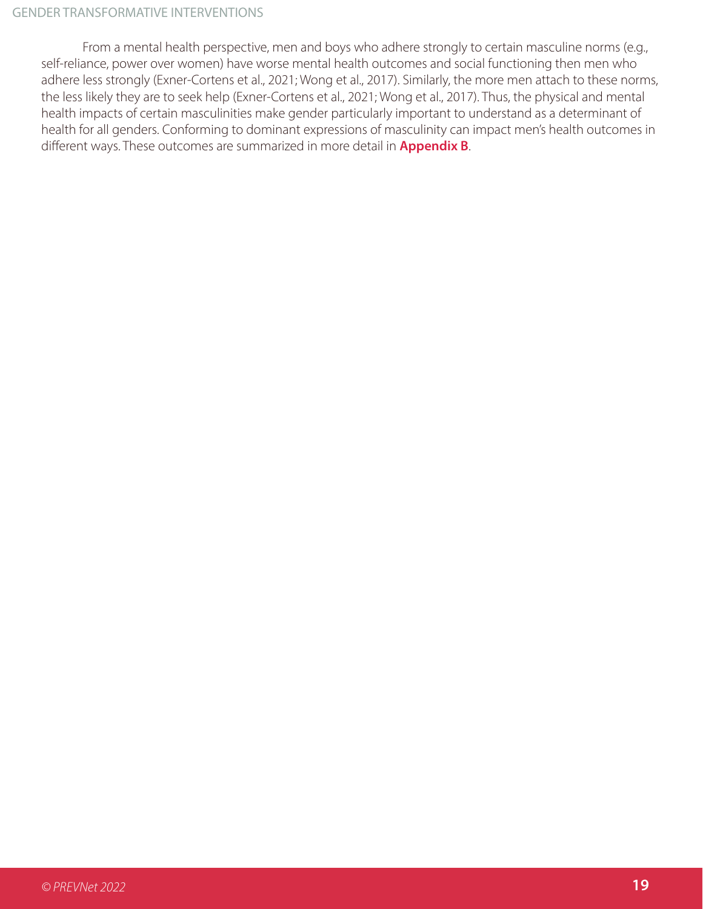From a mental health perspective, men and boys who adhere strongly to certain masculine norms (e.g., self-reliance, power over women) have worse mental health outcomes and social functioning then men who adhere less strongly (Exner-Cortens et al., 2021; Wong et al., 2017). Similarly, the more men attach to these norms, the less likely they are to seek help (Exner-Cortens et al., 2021; Wong et al., 2017). Thus, the physical and mental health impacts of certain masculinities make gender particularly important to understand as a determinant of health for all genders. Conforming to dominant expressions of masculinity can impact men's health outcomes in different ways. These outcomes are summarized in more detail in **Appendix B**.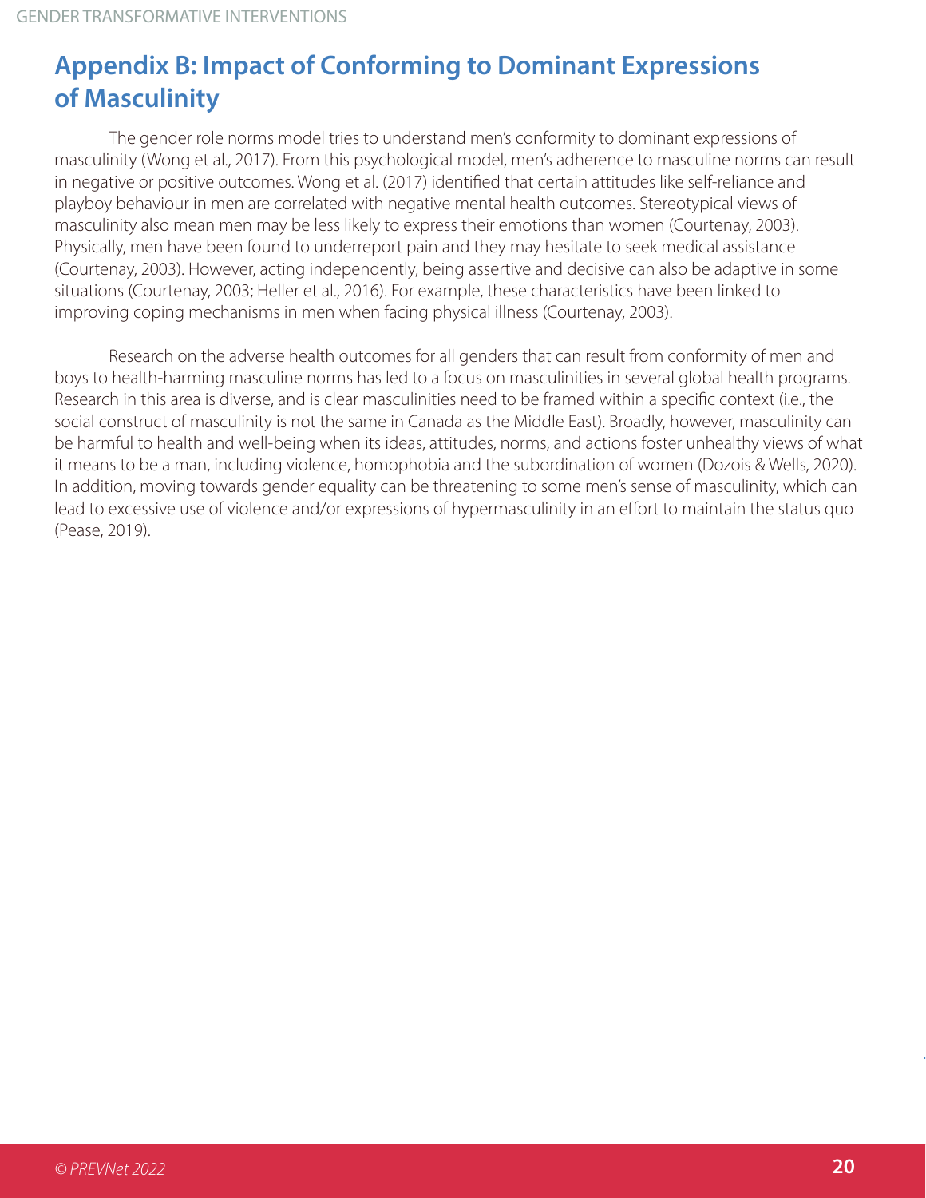## Appendix B: Impact of Conforming to Dominant Expressions of Masculinity

The gender role norms model tries to understand men's conformity to dominant expressions of masculinity (Wong et al., 2017). From this psychological model, men's adherence to masculine norms can result in negative or positive outcomes. Wong et al. (2017) identified that certain attitudes like self-reliance and playboy behaviour in men are correlated with negative mental health outcomes. Stereotypical views of masculinity also mean men may be less likely to express their emotions than women (Courtenay, 2003). Physically, men have been found to underreport pain and they may hesitate to seek medical assistance (Courtenay, 2003). However, acting independently, being assertive and decisive can also be adaptive in some situations (Courtenay, 2003; Heller et al., 2016). For example, these characteristics have been linked to improving coping mechanisms in men when facing physical illness (Courtenay, 2003).

Research on the adverse health outcomes for all genders that can result from conformity of men and boys to health-harming masculine norms has led to a focus on masculinities in several global health programs. Research in this area is diverse, and is clear masculinities need to be framed within a specific context (i.e., the social construct of masculinity is not the same in Canada as the Middle East). Broadly, however, masculinity can be harmful to health and well-being when its ideas, attitudes, norms, and actions foster unhealthy views of what it means to be a man, including violence, homophobia and the subordination of women (Dozois & Wells, 2020). In addition, moving towards gender equality can be threatening to some men's sense of masculinity, which can lead to excessive use of violence and/or expressions of hypermasculinity in an effort to maintain the status quo (Pease, 2019).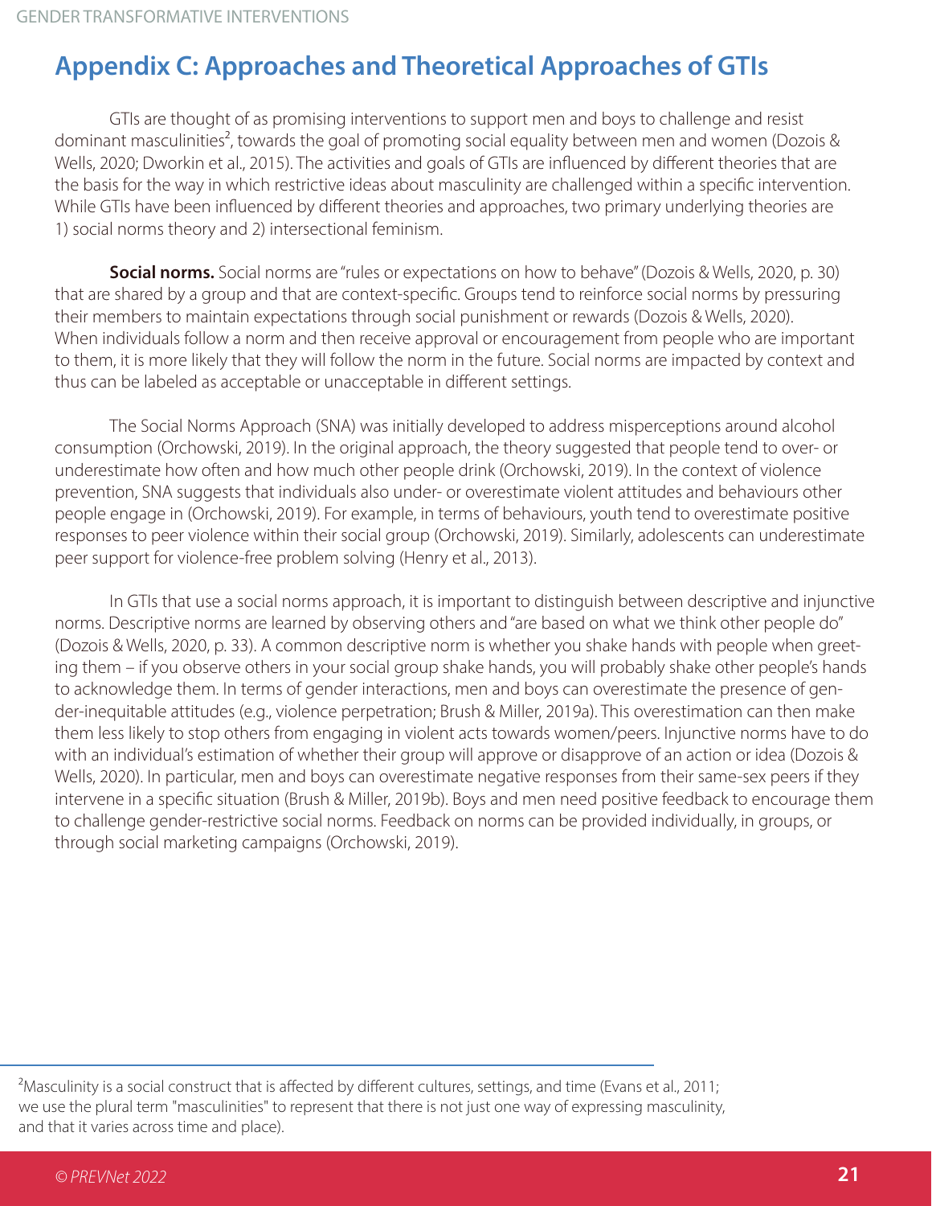# Appendix C: Approaches and Theoretical Approaches of GTIs

GTIs are thought of as promising interventions to support men and boys to challenge and resist dominant masculinities[2], towards the goal of promoting social equality between men and women (Dozois & Wells, 2020; Dworkin et al., 2015). The activities and goals of GTIs are influenced by different theories that are the basis for the way in which restrictive ideas about masculinity are challenged within a specific intervention. While GTIs have been influenced by different theories and approaches, two primary underlying theories are 1) social norms theory and 2) intersectional feminism.

**Social norms.** Social norms are "rules or expectations on how to behave" (Dozois & Wells, 2020, p. 30) that are shared by a group and that are context-specific. Groups tend to reinforce social norms by pressuring their members to maintain expectations through social punishment or rewards (Dozois & Wells, 2020). When individuals follow a norm and then receive approval or encouragement from people who are important to them, it is more likely that they will follow the norm in the future. Social norms are impacted by context and thus can be labeled as acceptable or unacceptable in different settings.

The Social Norms Approach (SNA) was initially developed to address misperceptions around alcohol consumption (Orchowski, 2019). In the original approach, the theory suggested that people tend to over- or underestimate how often and how much other people drink (Orchowski, 2019). In the context of violence prevention, SNA suggests that individuals also under- or overestimate violent attitudes and behaviours other people engage in (Orchowski, 2019). For example, in terms of behaviours, youth tend to overestimate positive responses to peer violence within their social group (Orchowski, 2019). Similarly, adolescents can underestimate peer support for violence-free problem solving (Henry et al., 2013).

In GTIs that use a social norms approach, it is important to distinguish between descriptive and injunctive norms. Descriptive norms are learned by observing others and "are based on what we think other people do" (Dozois & Wells, 2020, p. 33). A common descriptive norm is whether you shake hands with people when greeting them – if you observe others in your social group shake hands, you will probably shake other people's hands to acknowledge them. In terms of gender interactions, men and boys can overestimate the presence of gender-inequitable attitudes (e.g., violence perpetration; Brush & Miller, 2019a). This overestimation can then make them less likely to stop others from engaging in violent acts towards women/peers. Injunctive norms have to do with an individual's estimation of whether their group will approve or disapprove of an action or idea (Dozois & Wells, 2020). In particular, men and boys can overestimate negative responses from their same-sex peers if they intervene in a specific situation (Brush & Miller, 2019b). Boys and men need positive feedback to encourage them to challenge gender-restrictive social norms. Feedback on norms can be provided individually, in groups, or through social marketing campaigns (Orchowski, 2019).

---

[2]Masculinity is a social construct that is affected by different cultures, settings, and time (Evans et al., 2011; we use the plural term "masculinities" to represent that there is not just one way of expressing masculinity, and that it varies across time and place).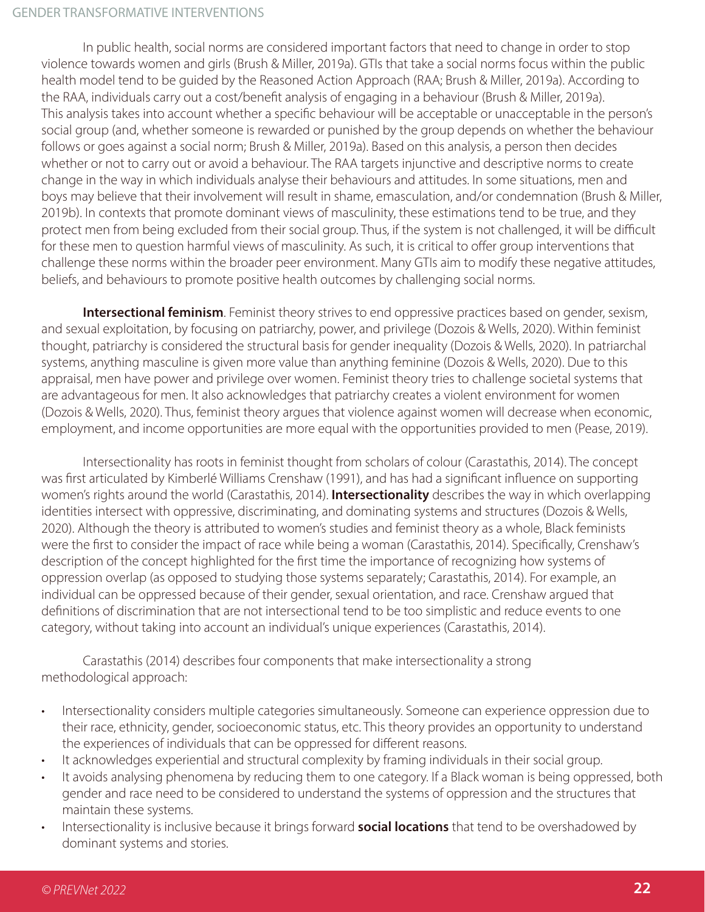In public health, social norms are considered important factors that need to change in order to stop violence towards women and girls (Brush & Miller, 2019a). GTIs that take a social norms focus within the public health model tend to be guided by the Reasoned Action Approach (RAA; Brush & Miller, 2019a). According to the RAA, individuals carry out a cost/benefit analysis of engaging in a behaviour (Brush & Miller, 2019a). This analysis takes into account whether a specific behaviour will be acceptable or unacceptable in the person's social group (and, whether someone is rewarded or punished by the group depends on whether the behaviour follows or goes against a social norm; Brush & Miller, 2019a). Based on this analysis, a person then decides whether or not to carry out or avoid a behaviour. The RAA targets injunctive and descriptive norms to create change in the way in which individuals analyse their behaviours and attitudes. In some situations, men and boys may believe that their involvement will result in shame, emasculation, and/or condemnation (Brush & Miller, 2019b). In contexts that promote dominant views of masculinity, these estimations tend to be true, and they protect men from being excluded from their social group. Thus, if the system is not challenged, it will be difficult for these men to question harmful views of masculinity. As such, it is critical to offer group interventions that challenge these norms within the broader peer environment. Many GTIs aim to modify these negative attitudes, beliefs, and behaviours to promote positive health outcomes by challenging social norms.

**Intersectional feminism**. Feminist theory strives to end oppressive practices based on gender, sexism, and sexual exploitation, by focusing on patriarchy, power, and privilege (Dozois & Wells, 2020). Within feminist thought, patriarchy is considered the structural basis for gender inequality (Dozois & Wells, 2020). In patriarchal systems, anything masculine is given more value than anything feminine (Dozois & Wells, 2020). Due to this appraisal, men have power and privilege over women. Feminist theory tries to challenge societal systems that are advantageous for men. It also acknowledges that patriarchy creates a violent environment for women (Dozois & Wells, 2020). Thus, feminist theory argues that violence against women will decrease when economic, employment, and income opportunities are more equal with the opportunities provided to men (Pease, 2019).

Intersectionality has roots in feminist thought from scholars of colour (Carastathis, 2014). The concept was first articulated by Kimberlé Williams Crenshaw (1991), and has had a significant influence on supporting women's rights around the world (Carastathis, 2014). **Intersectionality** describes the way in which overlapping identities intersect with oppressive, discriminating, and dominating systems and structures (Dozois & Wells, 2020). Although the theory is attributed to women's studies and feminist theory as a whole, Black feminists were the first to consider the impact of race while being a woman (Carastathis, 2014). Specifically, Crenshaw's description of the concept highlighted for the first time the importance of recognizing how systems of oppression overlap (as opposed to studying those systems separately; Carastathis, 2014). For example, an individual can be oppressed because of their gender, sexual orientation, and race. Crenshaw argued that definitions of discrimination that are not intersectional tend to be too simplistic and reduce events to one category, without taking into account an individual's unique experiences (Carastathis, 2014).

Carastathis (2014) describes four components that make intersectionality a strong methodological approach:

- Intersectionality considers multiple categories simultaneously. Someone can experience oppression due to their race, ethnicity, gender, socioeconomic status, etc. This theory provides an opportunity to understand the experiences of individuals that can be oppressed for different reasons.
- It acknowledges experiential and structural complexity by framing individuals in their social group.
- It avoids analysing phenomena by reducing them to one category. If a Black woman is being oppressed, both gender and race need to be considered to understand the systems of oppression and the structures that maintain these systems.
- Intersectionality is inclusive because it brings forward **social locations** that tend to be overshadowed by dominant systems and stories.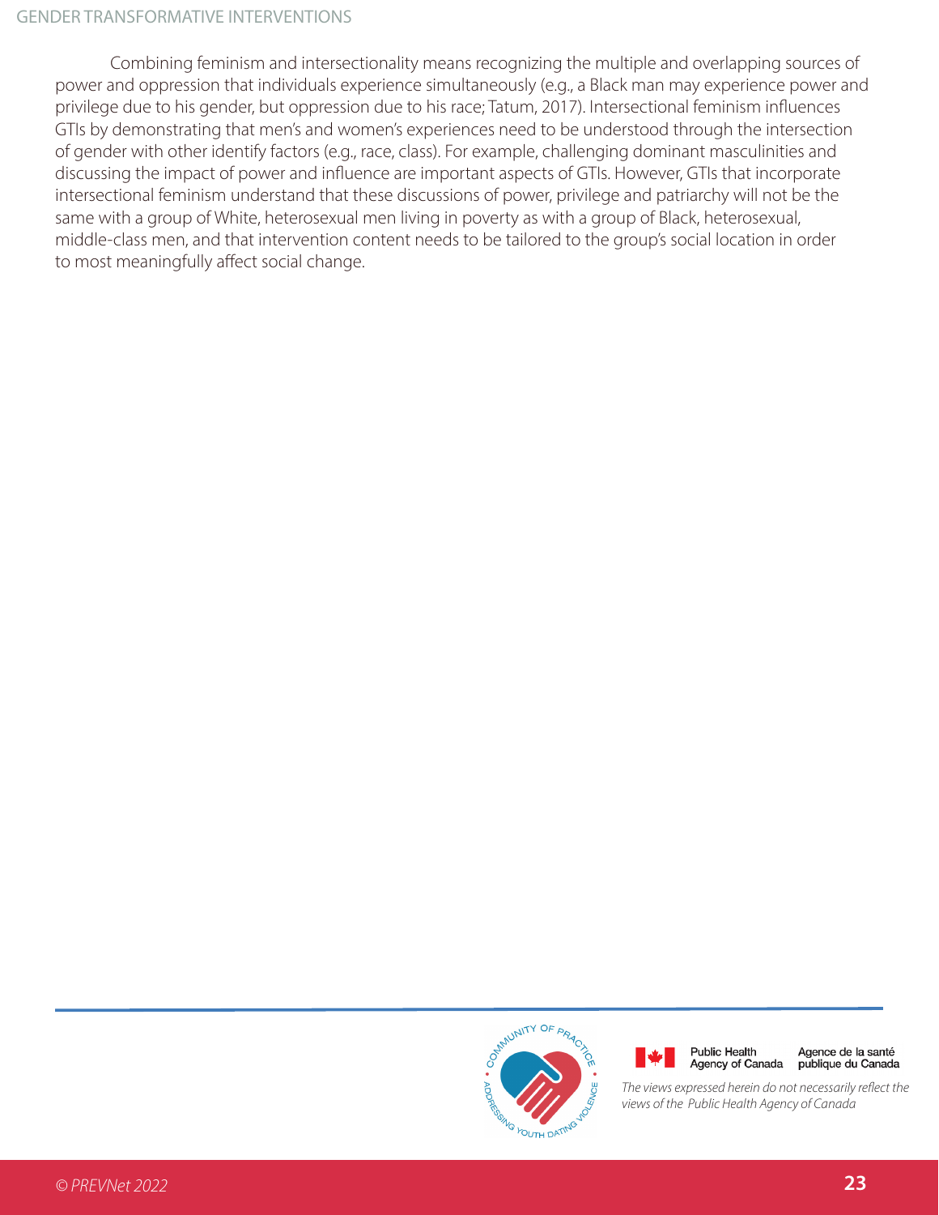Combining feminism and intersectionality means recognizing the multiple and overlapping sources of power and oppression that individuals experience simultaneously (e.g., a Black man may experience power and privilege due to his gender, but oppression due to his race; Tatum, 2017). Intersectional feminism influences GTIs by demonstrating that men's and women's experiences need to be understood through the intersection of gender with other identify factors (e.g., race, class). For example, challenging dominant masculinities and discussing the impact of power and influence are important aspects of GTIs. However, GTIs that incorporate intersectional feminism understand that these discussions of power, privilege and patriarchy will not be the same with a group of White, heterosexual men living in poverty as with a group of Black, heterosexual, middle-class men, and that intervention content needs to be tailored to the group's social location in order to most meaningfully affect social change.

Public Health Agency of Canada | Agence de la santé publique du Canada

*The views expressed herein do not necessarily reflect the views of the Public Health Agency of Canada*

*© PREVNet 2022*